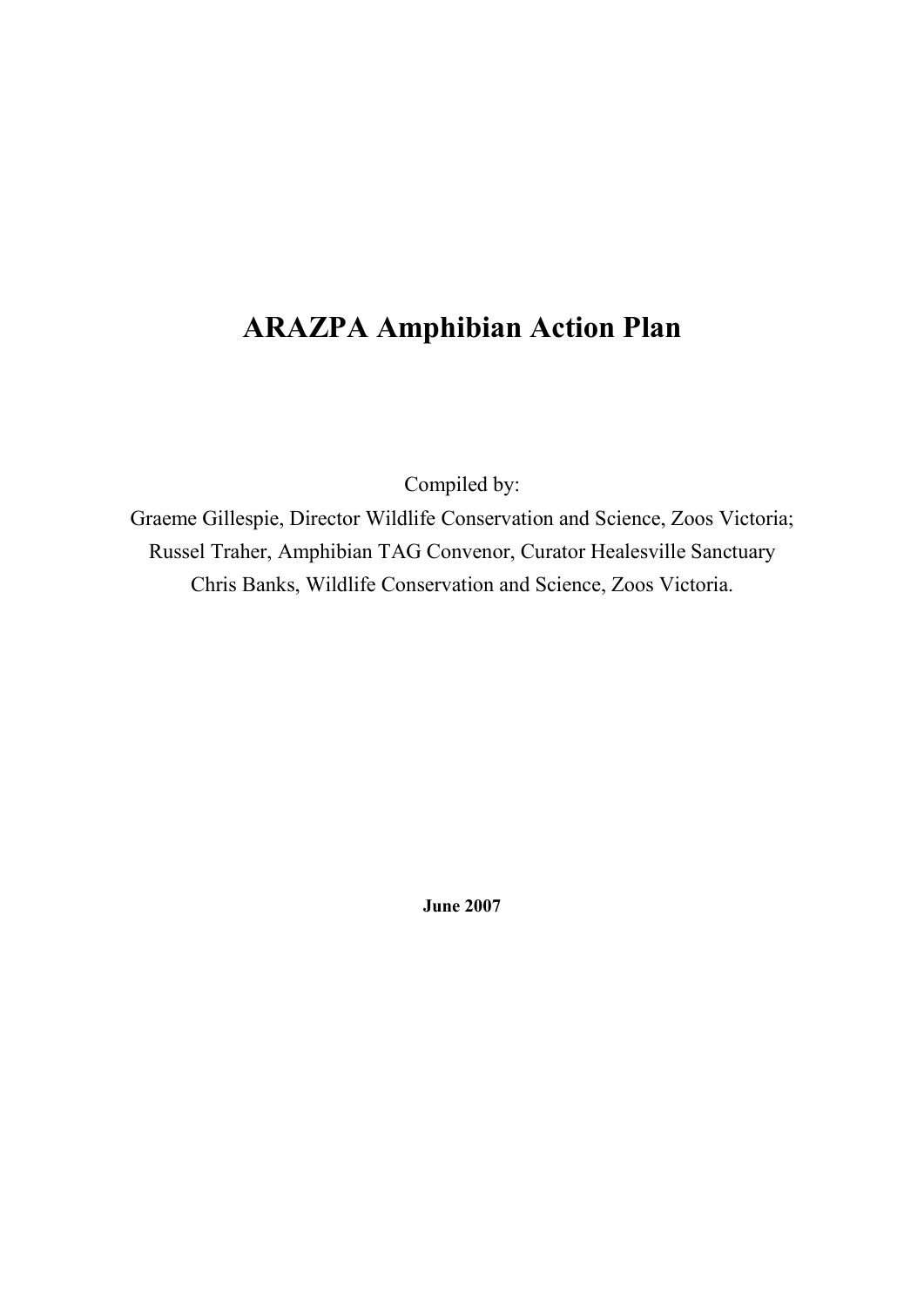# ARAZPA Amphibian Action Plan

Compiled by:
Graeme Gillespie, Director Wildlife Conservation and Science, Zoos Victoria;
Russel Traher, Amphibian TAG Convenor, Curator Healesville Sanctuary
Chris Banks, Wildlife Conservation and Science, Zoos Victoria.

**June 2007**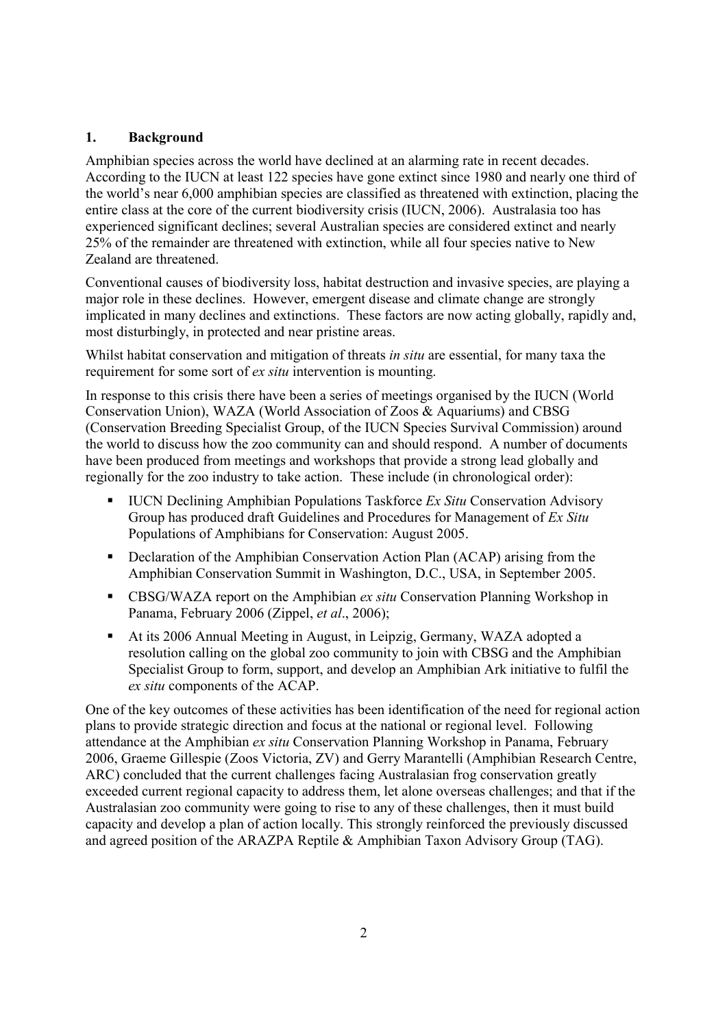## 1. Background

Amphibian species across the world have declined at an alarming rate in recent decades. According to the IUCN at least 122 species have gone extinct since 1980 and nearly one third of the world's near 6,000 amphibian species are classified as threatened with extinction, placing the entire class at the core of the current biodiversity crisis (IUCN, 2006). Australasia too has experienced significant declines; several Australian species are considered extinct and nearly 25% of the remainder are threatened with extinction, while all four species native to New Zealand are threatened.

Conventional causes of biodiversity loss, habitat destruction and invasive species, are playing a major role in these declines. However, emergent disease and climate change are strongly implicated in many declines and extinctions. These factors are now acting globally, rapidly and, most disturbingly, in protected and near pristine areas.

Whilst habitat conservation and mitigation of threats *in situ* are essential, for many taxa the requirement for some sort of *ex situ* intervention is mounting.

In response to this crisis there have been a series of meetings organised by the IUCN (World Conservation Union), WAZA (World Association of Zoos & Aquariums) and CBSG (Conservation Breeding Specialist Group, of the IUCN Species Survival Commission) around the world to discuss how the zoo community can and should respond. A number of documents have been produced from meetings and workshops that provide a strong lead globally and regionally for the zoo industry to take action. These include (in chronological order):

- IUCN Declining Amphibian Populations Taskforce *Ex Situ* Conservation Advisory Group has produced draft Guidelines and Procedures for Management of *Ex Situ* Populations of Amphibians for Conservation: August 2005.
- Declaration of the Amphibian Conservation Action Plan (ACAP) arising from the Amphibian Conservation Summit in Washington, D.C., USA, in September 2005.
- CBSG/WAZA report on the Amphibian *ex situ* Conservation Planning Workshop in Panama, February 2006 (Zippel, *et al*., 2006);
- At its 2006 Annual Meeting in August, in Leipzig, Germany, WAZA adopted a resolution calling on the global zoo community to join with CBSG and the Amphibian Specialist Group to form, support, and develop an Amphibian Ark initiative to fulfil the *ex situ* components of the ACAP.

One of the key outcomes of these activities has been identification of the need for regional action plans to provide strategic direction and focus at the national or regional level. Following attendance at the Amphibian *ex situ* Conservation Planning Workshop in Panama, February 2006, Graeme Gillespie (Zoos Victoria, ZV) and Gerry Marantelli (Amphibian Research Centre, ARC) concluded that the current challenges facing Australasian frog conservation greatly exceeded current regional capacity to address them, let alone overseas challenges; and that if the Australasian zoo community were going to rise to any of these challenges, then it must build capacity and develop a plan of action locally. This strongly reinforced the previously discussed and agreed position of the ARAZPA Reptile & Amphibian Taxon Advisory Group (TAG).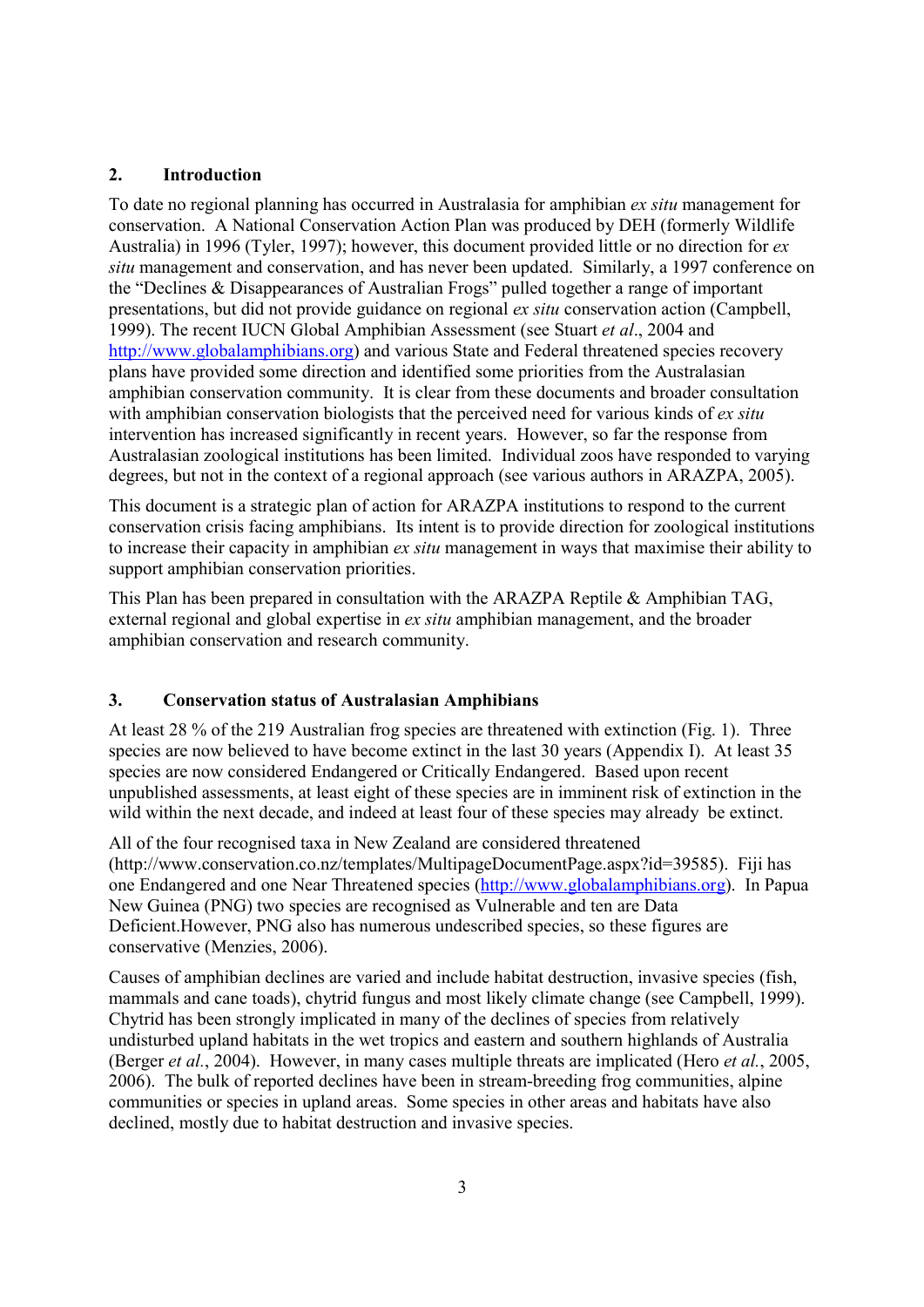## 2. Introduction

To date no regional planning has occurred in Australasia for amphibian *ex situ* management for conservation. A National Conservation Action Plan was produced by DEH (formerly Wildlife Australia) in 1996 (Tyler, 1997); however, this document provided little or no direction for *ex situ* management and conservation, and has never been updated. Similarly, a 1997 conference on the "Declines & Disappearances of Australian Frogs" pulled together a range of important presentations, but did not provide guidance on regional *ex situ* conservation action (Campbell, 1999). The recent IUCN Global Amphibian Assessment (see Stuart *et al*., 2004 and http://www.globalamphibians.org) and various State and Federal threatened species recovery plans have provided some direction and identified some priorities from the Australasian amphibian conservation community. It is clear from these documents and broader consultation with amphibian conservation biologists that the perceived need for various kinds of *ex situ* intervention has increased significantly in recent years. However, so far the response from Australasian zoological institutions has been limited. Individual zoos have responded to varying degrees, but not in the context of a regional approach (see various authors in ARAZPA, 2005).

This document is a strategic plan of action for ARAZPA institutions to respond to the current conservation crisis facing amphibians. Its intent is to provide direction for zoological institutions to increase their capacity in amphibian *ex situ* management in ways that maximise their ability to support amphibian conservation priorities.

This Plan has been prepared in consultation with the ARAZPA Reptile & Amphibian TAG, external regional and global expertise in *ex situ* amphibian management, and the broader amphibian conservation and research community.

## 3. Conservation status of Australasian Amphibians

At least 28 % of the 219 Australian frog species are threatened with extinction (Fig. 1). Three species are now believed to have become extinct in the last 30 years (Appendix I). At least 35 species are now considered Endangered or Critically Endangered. Based upon recent unpublished assessments, at least eight of these species are in imminent risk of extinction in the wild within the next decade, and indeed at least four of these species may already be extinct.

All of the four recognised taxa in New Zealand are considered threatened (http://www.conservation.co.nz/templates/MultipageDocumentPage.aspx?id=39585). Fiji has one Endangered and one Near Threatened species (http://www.globalamphibians.org). In Papua New Guinea (PNG) two species are recognised as Vulnerable and ten are Data Deficient.However, PNG also has numerous undescribed species, so these figures are conservative (Menzies, 2006).

Causes of amphibian declines are varied and include habitat destruction, invasive species (fish, mammals and cane toads), chytrid fungus and most likely climate change (see Campbell, 1999). Chytrid has been strongly implicated in many of the declines of species from relatively undisturbed upland habitats in the wet tropics and eastern and southern highlands of Australia (Berger *et al.*, 2004). However, in many cases multiple threats are implicated (Hero *et al.*, 2005, 2006). The bulk of reported declines have been in stream-breeding frog communities, alpine communities or species in upland areas. Some species in other areas and habitats have also declined, mostly due to habitat destruction and invasive species.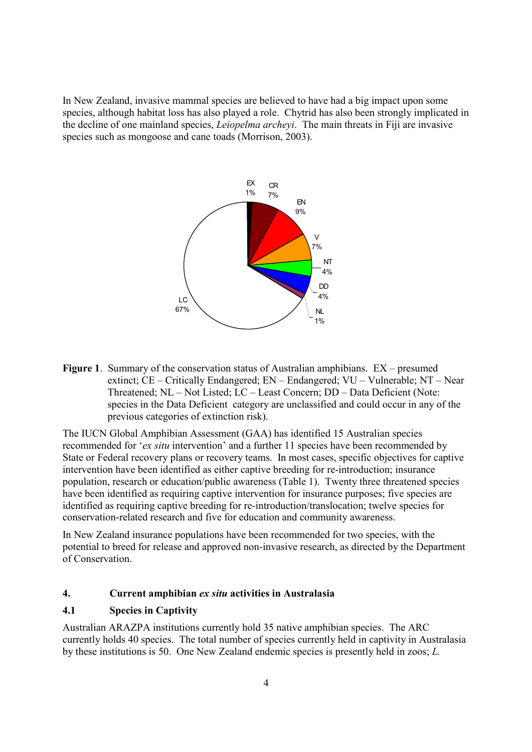In New Zealand, invasive mammal species are believed to have had a big impact upon some species, although habitat loss has also played a role. Chytrid has also been strongly implicated in the decline of one mainland species, *Leiopelma archeyi*. The main threats in Fiji are invasive species such as mongoose and cane toads (Morrison, 2003).

EX 1%, CR 7%, EN 9%, V 7%, NT 4%, DD 4%, NL 1%, LC 67%

**Figure 1**. Summary of the conservation status of Australian amphibians. EX – presumed extinct; CE – Critically Endangered; EN – Endangered; VU – Vulnerable; NT – Near Threatened; NL – Not Listed; LC – Least Concern; DD – Data Deficient (Note: species in the Data Deficient category are unclassified and could occur in any of the previous categories of extinction risk).

The IUCN Global Amphibian Assessment (GAA) has identified 15 Australian species recommended for '*ex situ* intervention' and a further 11 species have been recommended by State or Federal recovery plans or recovery teams. In most cases, specific objectives for captive intervention have been identified as either captive breeding for re-introduction; insurance population, research or education/public awareness (Table 1). Twenty three threatened species have been identified as requiring captive intervention for insurance purposes; five species are identified as requiring captive breeding for re-introduction/translocation; twelve species for conservation-related research and five for education and community awareness.

In New Zealand insurance populations have been recommended for two species, with the potential to breed for release and approved non-invasive research, as directed by the Department of Conservation.

## 4. Current amphibian *ex situ* activities in Australasia

### 4.1 Species in Captivity

Australian ARAZPA institutions currently hold 35 native amphibian species. The ARC currently holds 40 species. The total number of species currently held in captivity in Australasia by these institutions is 50. One New Zealand endemic species is presently held in zoos; *L.*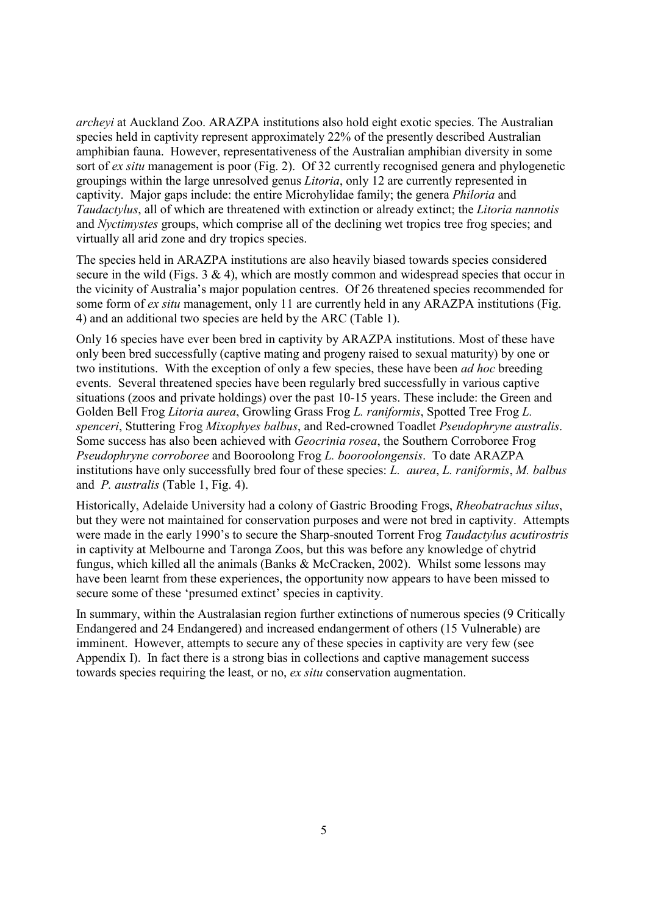*archeyi* at Auckland Zoo. ARAZPA institutions also hold eight exotic species. The Australian species held in captivity represent approximately 22% of the presently described Australian amphibian fauna. However, representativeness of the Australian amphibian diversity in some sort of *ex situ* management is poor (Fig. 2). Of 32 currently recognised genera and phylogenetic groupings within the large unresolved genus *Litoria*, only 12 are currently represented in captivity. Major gaps include: the entire Microhylidae family; the genera *Philoria* and *Taudactylus*, all of which are threatened with extinction or already extinct; the *Litoria nannotis* and *Nyctimystes* groups, which comprise all of the declining wet tropics tree frog species; and virtually all arid zone and dry tropics species.

The species held in ARAZPA institutions are also heavily biased towards species considered secure in the wild (Figs. 3 & 4), which are mostly common and widespread species that occur in the vicinity of Australia's major population centres. Of 26 threatened species recommended for some form of *ex situ* management, only 11 are currently held in any ARAZPA institutions (Fig. 4) and an additional two species are held by the ARC (Table 1).

Only 16 species have ever been bred in captivity by ARAZPA institutions. Most of these have only been bred successfully (captive mating and progeny raised to sexual maturity) by one or two institutions. With the exception of only a few species, these have been *ad hoc* breeding events. Several threatened species have been regularly bred successfully in various captive situations (zoos and private holdings) over the past 10-15 years. These include: the Green and Golden Bell Frog *Litoria aurea*, Growling Grass Frog *L. raniformis*, Spotted Tree Frog *L. spenceri*, Stuttering Frog *Mixophyes balbus*, and Red-crowned Toadlet *Pseudophryne australis*. Some success has also been achieved with *Geocrinia rosea*, the Southern Corroboree Frog *Pseudophryne corroboree* and Booroolong Frog *L. booroolongensis*. To date ARAZPA institutions have only successfully bred four of these species: *L. aurea*, *L. raniformis*, *M. balbus* and *P. australis* (Table 1, Fig. 4).

Historically, Adelaide University had a colony of Gastric Brooding Frogs, *Rheobatrachus silus*, but they were not maintained for conservation purposes and were not bred in captivity. Attempts were made in the early 1990's to secure the Sharp-snouted Torrent Frog *Taudactylus acutirostris* in captivity at Melbourne and Taronga Zoos, but this was before any knowledge of chytrid fungus, which killed all the animals (Banks & McCracken, 2002). Whilst some lessons may have been learnt from these experiences, the opportunity now appears to have been missed to secure some of these 'presumed extinct' species in captivity.

In summary, within the Australasian region further extinctions of numerous species (9 Critically Endangered and 24 Endangered) and increased endangerment of others (15 Vulnerable) are imminent. However, attempts to secure any of these species in captivity are very few (see Appendix I). In fact there is a strong bias in collections and captive management success towards species requiring the least, or no, *ex situ* conservation augmentation.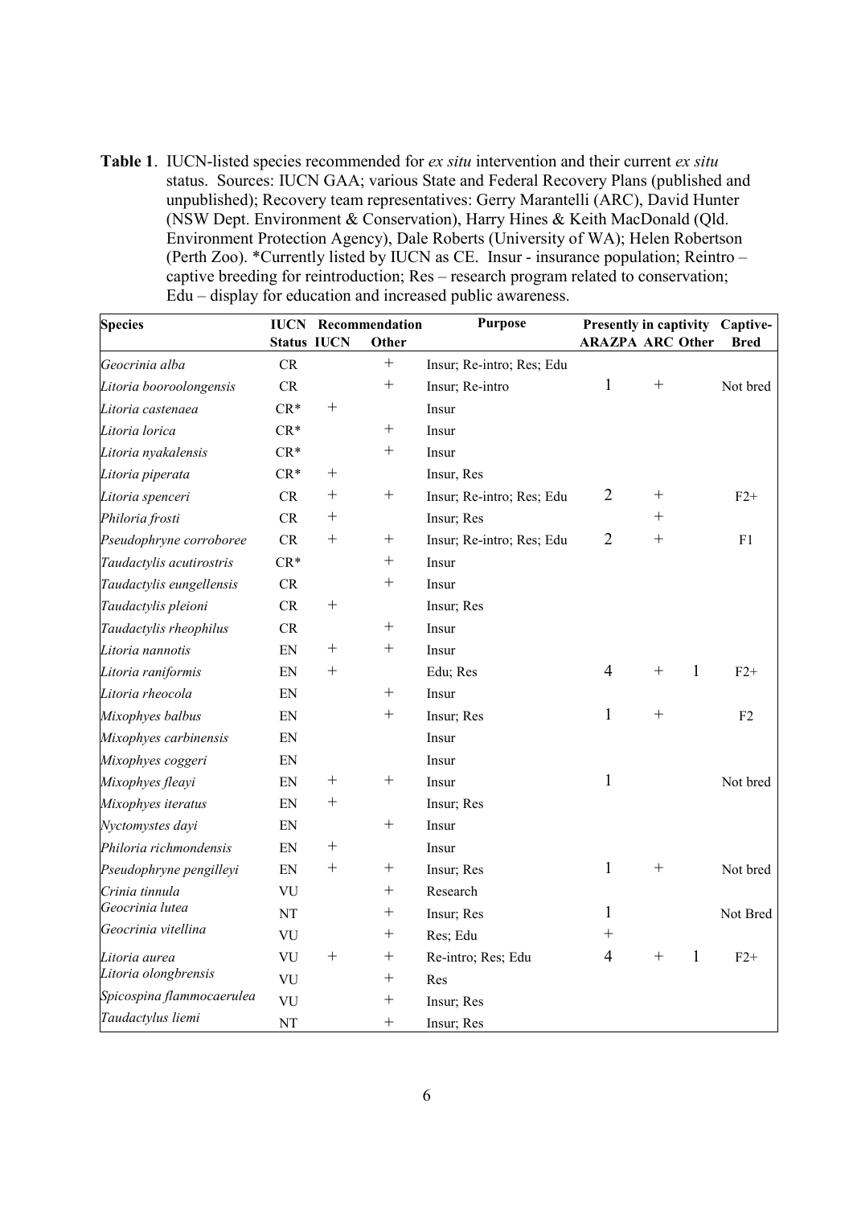**Table 1**. IUCN-listed species recommended for *ex situ* intervention and their current *ex situ* status. Sources: IUCN GAA; various State and Federal Recovery Plans (published and unpublished); Recovery team representatives: Gerry Marantelli (ARC), David Hunter (NSW Dept. Environment & Conservation), Harry Hines & Keith MacDonald (Qld. Environment Protection Agency), Dale Roberts (University of WA); Helen Robertson (Perth Zoo). *Currently listed by IUCN as CE. Insur - insurance population; Reintro – captive breeding for reintroduction; Res – research program related to conservation; Edu – display for education and increased public awareness.

| Species | IUCN | Recommendation | | Purpose | Presently in captivity | | | Captive-Bred |
|---|---|---|---|---|---|---|---|---|
| | Status | IUCN | Other | | ARAZPA | ARC | Other | |
| *Geocrinia alba* | CR | | + | Insur; Re-intro; Res; Edu | | | | |
| *Litoria booroolongensis* | CR | | + | Insur; Re-intro | 1 | + | | Not bred |
| *Litoria castenaea* | CR* | + | | Insur | | | | |
| *Litoria lorica* | CR* | | + | Insur | | | | |
| *Litoria nyakalensis* | CR* | | + | Insur | | | | |
| *Litoria piperata* | CR* | + | | Insur, Res | | | | |
| *Litoria spenceri* | CR | + | + | Insur; Re-intro; Res; Edu | 2 | + | | F2+ |
| *Philoria frosti* | CR | + | | Insur; Res | | + | | |
| *Pseudophryne corroboree* | CR | + | + | Insur; Re-intro; Res; Edu | 2 | + | | F1 |
| *Taudactylis acutirostris* | CR* | | + | Insur | | | | |
| *Taudactylis eungellensis* | CR | | + | Insur | | | | |
| *Taudactylis pleioni* | CR | + | | Insur; Res | | | | |
| *Taudactylis rheophilus* | CR | | + | Insur | | | | |
| *Litoria nannotis* | EN | + | + | Insur | | | | |
| *Litoria raniformis* | EN | + | | Edu; Res | 4 | + | 1 | F2+ |
| *Litoria rheocola* | EN | | + | Insur | | | | |
| *Mixophyes balbus* | EN | | + | Insur; Res | 1 | + | | F2 |
| *Mixophyes carbinensis* | EN | | | Insur | | | | |
| *Mixophyes coggeri* | EN | | | Insur | | | | |
| *Mixophyes fleayi* | EN | + | + | Insur | 1 | | | Not bred |
| *Mixophyes iteratus* | EN | + | | Insur; Res | | | | |
| *Nyctomystes dayi* | EN | | + | Insur | | | | |
| *Philoria richmondensis* | EN | + | | Insur | | | | |
| *Pseudophryne pengilleyi* | EN | + | + | Insur; Res | 1 | + | | Not bred |
| *Crinia tinnula* | VU | | + | Research | | | | |
| *Geocrinia lutea* | NT | | + | Insur; Res | 1 | | | Not Bred |
| *Geocrinia vitellina* | VU | | + | Res; Edu | + | | | |
| *Litoria aurea* | VU | + | + | Re-intro; Res; Edu | 4 | + | 1 | F2+ |
| *Litoria olongbrensis* | VU | | + | Res | | | | |
| *Spicospina flammocaerulea* | VU | | + | Insur; Res | | | | |
| *Taudactylus liemi* | NT | | + | Insur; Res | | | | |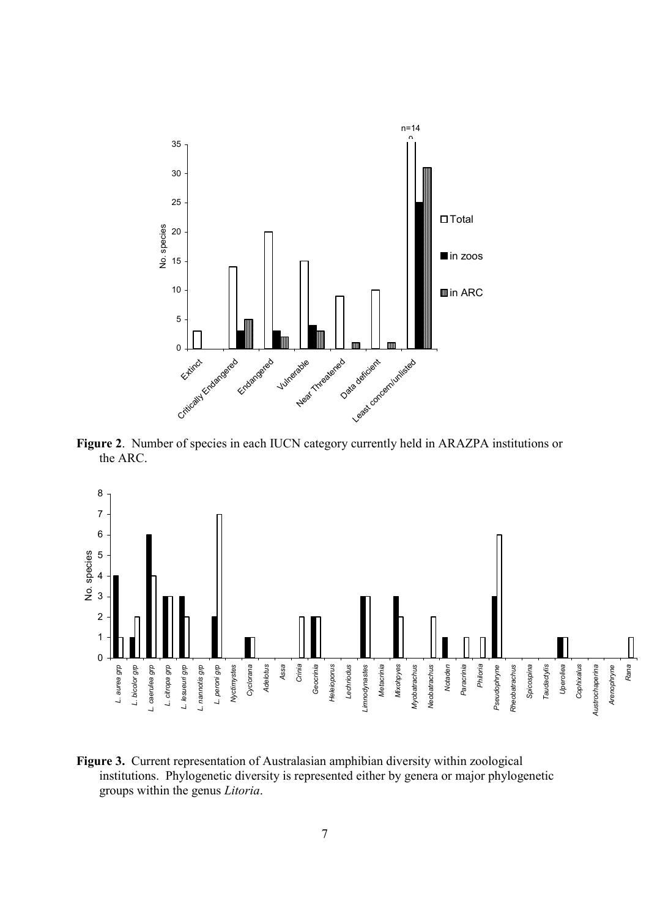**Figure 2**. Number of species in each IUCN category currently held in ARAZPA institutions or the ARC.

**Figure 3.** Current representation of Australasian amphibian diversity within zoological institutions. Phylogenetic diversity is represented either by genera or major phylogenetic groups within the genus *Litoria*.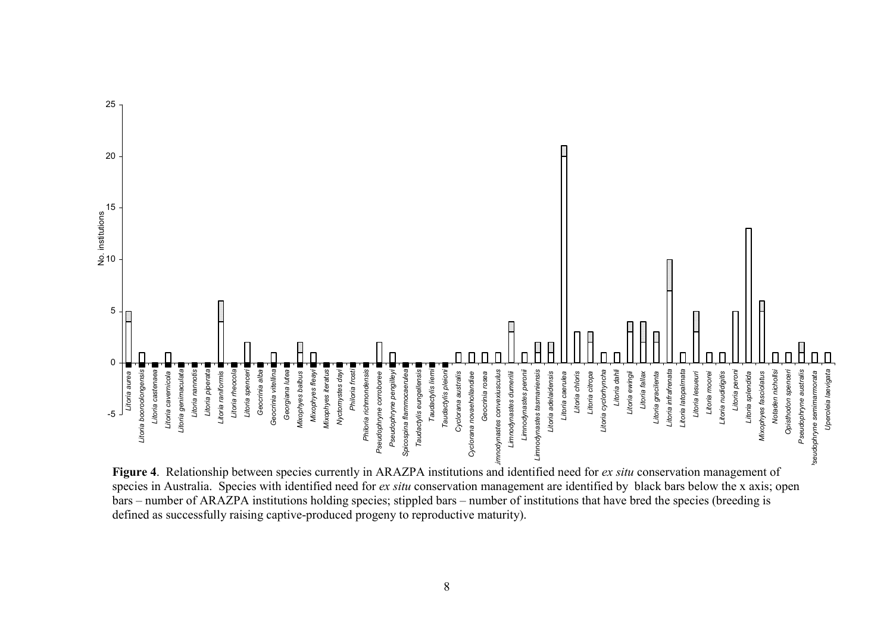**Figure 4**. Relationship between species currently in ARAZPA institutions and identified need for *ex situ* conservation management of species in Australia. Species with identified need for *ex situ* conservation management are identified by black bars below the x axis; open bars – number of ARAZPA institutions holding species; stippled bars – number of institutions that have bred the species (breeding is defined as successfully raising captive-produced progeny to reproductive maturity).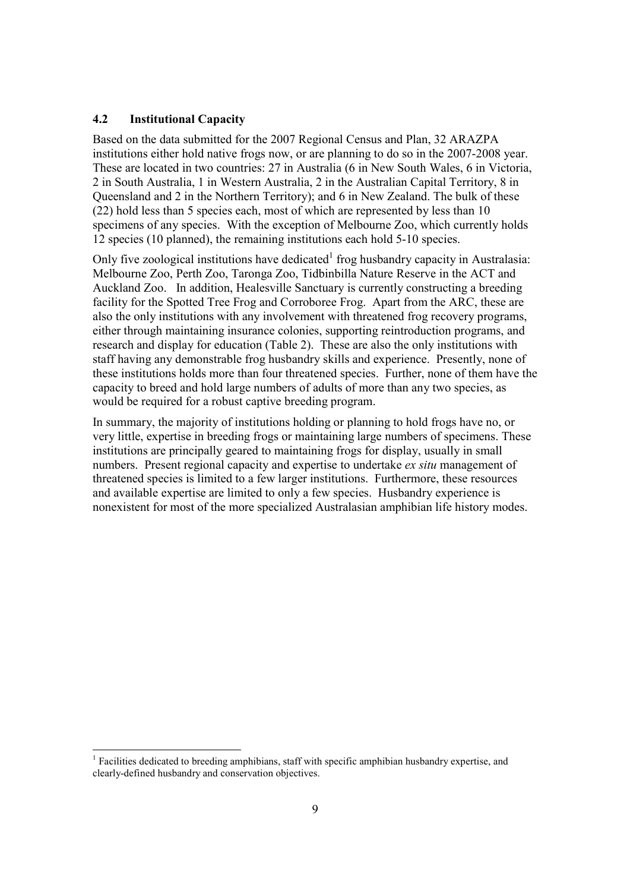### 4.2 Institutional Capacity

Based on the data submitted for the 2007 Regional Census and Plan, 32 ARAZPA institutions either hold native frogs now, or are planning to do so in the 2007-2008 year. These are located in two countries: 27 in Australia (6 in New South Wales, 6 in Victoria, 2 in South Australia, 1 in Western Australia, 2 in the Australian Capital Territory, 8 in Queensland and 2 in the Northern Territory); and 6 in New Zealand. The bulk of these (22) hold less than 5 species each, most of which are represented by less than 10 specimens of any species. With the exception of Melbourne Zoo, which currently holds 12 species (10 planned), the remaining institutions each hold 5-10 species.

Only five zoological institutions have dedicated[1] frog husbandry capacity in Australasia: Melbourne Zoo, Perth Zoo, Taronga Zoo, Tidbinbilla Nature Reserve in the ACT and Auckland Zoo. In addition, Healesville Sanctuary is currently constructing a breeding facility for the Spotted Tree Frog and Corroboree Frog. Apart from the ARC, these are also the only institutions with any involvement with threatened frog recovery programs, either through maintaining insurance colonies, supporting reintroduction programs, and research and display for education (Table 2). These are also the only institutions with staff having any demonstrable frog husbandry skills and experience. Presently, none of these institutions holds more than four threatened species. Further, none of them have the capacity to breed and hold large numbers of adults of more than any two species, as would be required for a robust captive breeding program.

In summary, the majority of institutions holding or planning to hold frogs have no, or very little, expertise in breeding frogs or maintaining large numbers of specimens. These institutions are principally geared to maintaining frogs for display, usually in small numbers. Present regional capacity and expertise to undertake *ex situ* management of threatened species is limited to a few larger institutions. Furthermore, these resources and available expertise are limited to only a few species. Husbandry experience is nonexistent for most of the more specialized Australasian amphibian life history modes.

---

[1] Facilities dedicated to breeding amphibians, staff with specific amphibian husbandry expertise, and clearly-defined husbandry and conservation objectives.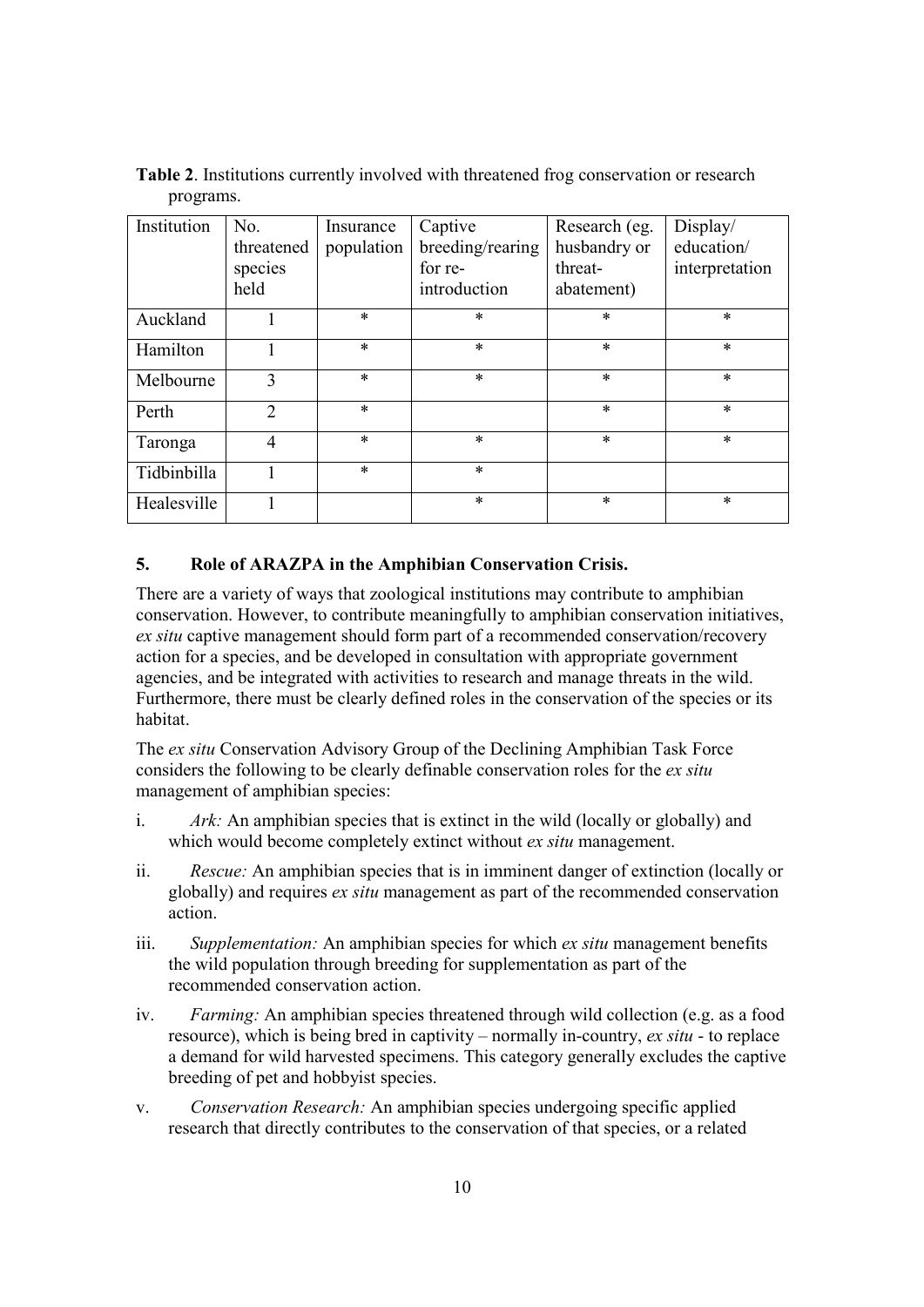**Table 2**. Institutions currently involved with threatened frog conservation or research programs.

| Institution | No. threatened species held | Insurance population | Captive breeding/rearing for re-introduction | Research (eg. husbandry or threat-abatement) | Display/ education/ interpretation |
|---|---|---|---|---|---|
| Auckland | 1 | * | * | * | * |
| Hamilton | 1 | * | * | * | * |
| Melbourne | 3 | * | * | * | * |
| Perth | 2 | * | | * | * |
| Taronga | 4 | * | * | * | * |
| Tidbinbilla | 1 | * | * | | |
| Healesville | 1 | | * | * | * |

## 5. Role of ARAZPA in the Amphibian Conservation Crisis.

There are a variety of ways that zoological institutions may contribute to amphibian conservation. However, to contribute meaningfully to amphibian conservation initiatives, *ex situ* captive management should form part of a recommended conservation/recovery action for a species, and be developed in consultation with appropriate government agencies, and be integrated with activities to research and manage threats in the wild. Furthermore, there must be clearly defined roles in the conservation of the species or its habitat.

The *ex situ* Conservation Advisory Group of the Declining Amphibian Task Force considers the following to be clearly definable conservation roles for the *ex situ* management of amphibian species:

i. *Ark:* An amphibian species that is extinct in the wild (locally or globally) and which would become completely extinct without *ex situ* management.

ii. *Rescue:* An amphibian species that is in imminent danger of extinction (locally or globally) and requires *ex situ* management as part of the recommended conservation action.

iii. *Supplementation:* An amphibian species for which *ex situ* management benefits the wild population through breeding for supplementation as part of the recommended conservation action.

iv. *Farming:* An amphibian species threatened through wild collection (e.g. as a food resource), which is being bred in captivity – normally in-country, *ex situ* - to replace a demand for wild harvested specimens. This category generally excludes the captive breeding of pet and hobbyist species.

v. *Conservation Research:* An amphibian species undergoing specific applied research that directly contributes to the conservation of that species, or a related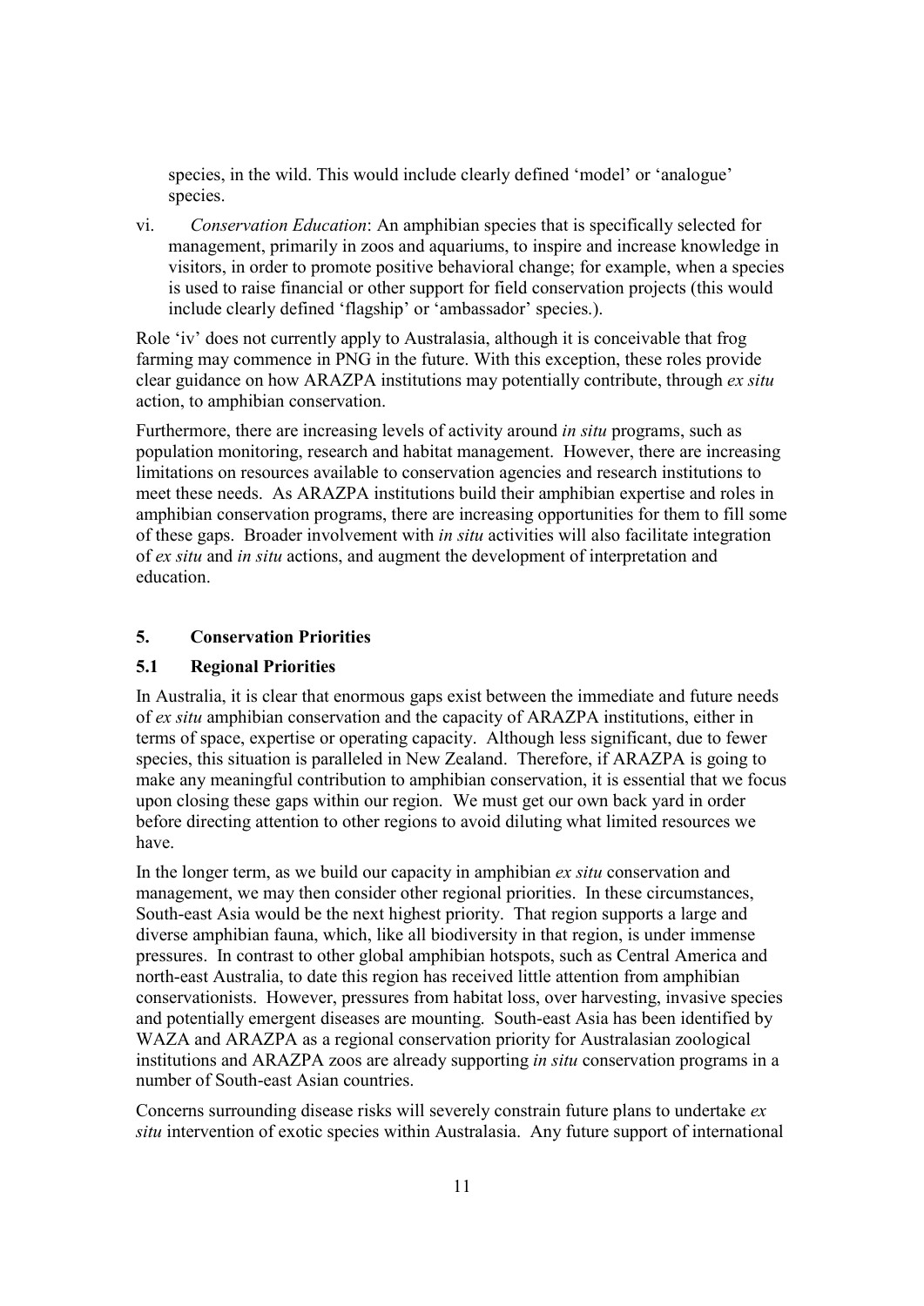species, in the wild. This would include clearly defined 'model' or 'analogue' species.

vi. *Conservation Education*: An amphibian species that is specifically selected for management, primarily in zoos and aquariums, to inspire and increase knowledge in visitors, in order to promote positive behavioral change; for example, when a species is used to raise financial or other support for field conservation projects (this would include clearly defined 'flagship' or 'ambassador' species.).

Role 'iv' does not currently apply to Australasia, although it is conceivable that frog farming may commence in PNG in the future. With this exception, these roles provide clear guidance on how ARAZPA institutions may potentially contribute, through *ex situ* action, to amphibian conservation.

Furthermore, there are increasing levels of activity around *in situ* programs, such as population monitoring, research and habitat management. However, there are increasing limitations on resources available to conservation agencies and research institutions to meet these needs. As ARAZPA institutions build their amphibian expertise and roles in amphibian conservation programs, there are increasing opportunities for them to fill some of these gaps. Broader involvement with *in situ* activities will also facilitate integration of *ex situ* and *in situ* actions, and augment the development of interpretation and education.

## 5. Conservation Priorities

### 5.1 Regional Priorities

In Australia, it is clear that enormous gaps exist between the immediate and future needs of *ex situ* amphibian conservation and the capacity of ARAZPA institutions, either in terms of space, expertise or operating capacity. Although less significant, due to fewer species, this situation is paralleled in New Zealand. Therefore, if ARAZPA is going to make any meaningful contribution to amphibian conservation, it is essential that we focus upon closing these gaps within our region. We must get our own back yard in order before directing attention to other regions to avoid diluting what limited resources we have.

In the longer term, as we build our capacity in amphibian *ex situ* conservation and management, we may then consider other regional priorities. In these circumstances, South-east Asia would be the next highest priority. That region supports a large and diverse amphibian fauna, which, like all biodiversity in that region, is under immense pressures. In contrast to other global amphibian hotspots, such as Central America and north-east Australia, to date this region has received little attention from amphibian conservationists. However, pressures from habitat loss, over harvesting, invasive species and potentially emergent diseases are mounting. South-east Asia has been identified by WAZA and ARAZPA as a regional conservation priority for Australasian zoological institutions and ARAZPA zoos are already supporting *in situ* conservation programs in a number of South-east Asian countries.

Concerns surrounding disease risks will severely constrain future plans to undertake *ex situ* intervention of exotic species within Australasia. Any future support of international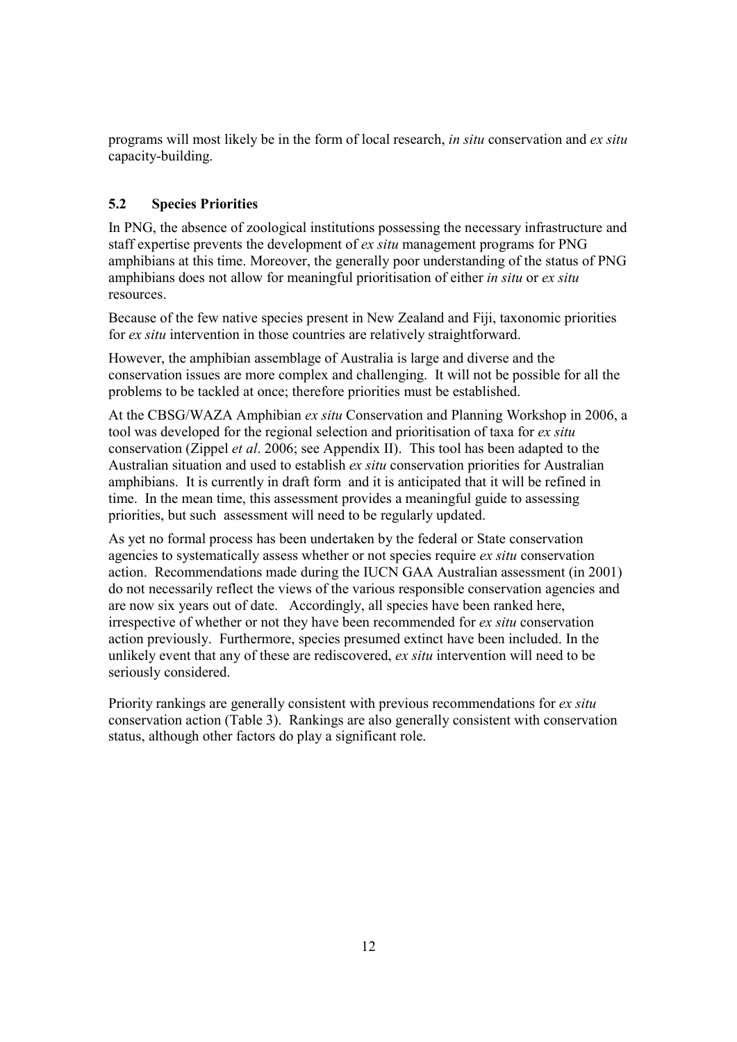programs will most likely be in the form of local research, *in situ* conservation and *ex situ* capacity-building.

### 5.2 Species Priorities

In PNG, the absence of zoological institutions possessing the necessary infrastructure and staff expertise prevents the development of *ex situ* management programs for PNG amphibians at this time. Moreover, the generally poor understanding of the status of PNG amphibians does not allow for meaningful prioritisation of either *in situ* or *ex situ* resources.

Because of the few native species present in New Zealand and Fiji, taxonomic priorities for *ex situ* intervention in those countries are relatively straightforward.

However, the amphibian assemblage of Australia is large and diverse and the conservation issues are more complex and challenging. It will not be possible for all the problems to be tackled at once; therefore priorities must be established.

At the CBSG/WAZA Amphibian *ex situ* Conservation and Planning Workshop in 2006, a tool was developed for the regional selection and prioritisation of taxa for *ex situ* conservation (Zippel *et al*. 2006; see Appendix II). This tool has been adapted to the Australian situation and used to establish *ex situ* conservation priorities for Australian amphibians. It is currently in draft form and it is anticipated that it will be refined in time. In the mean time, this assessment provides a meaningful guide to assessing priorities, but such assessment will need to be regularly updated.

As yet no formal process has been undertaken by the federal or State conservation agencies to systematically assess whether or not species require *ex situ* conservation action. Recommendations made during the IUCN GAA Australian assessment (in 2001) do not necessarily reflect the views of the various responsible conservation agencies and are now six years out of date. Accordingly, all species have been ranked here, irrespective of whether or not they have been recommended for *ex situ* conservation action previously. Furthermore, species presumed extinct have been included. In the unlikely event that any of these are rediscovered, *ex situ* intervention will need to be seriously considered.

Priority rankings are generally consistent with previous recommendations for *ex situ* conservation action (Table 3). Rankings are also generally consistent with conservation status, although other factors do play a significant role.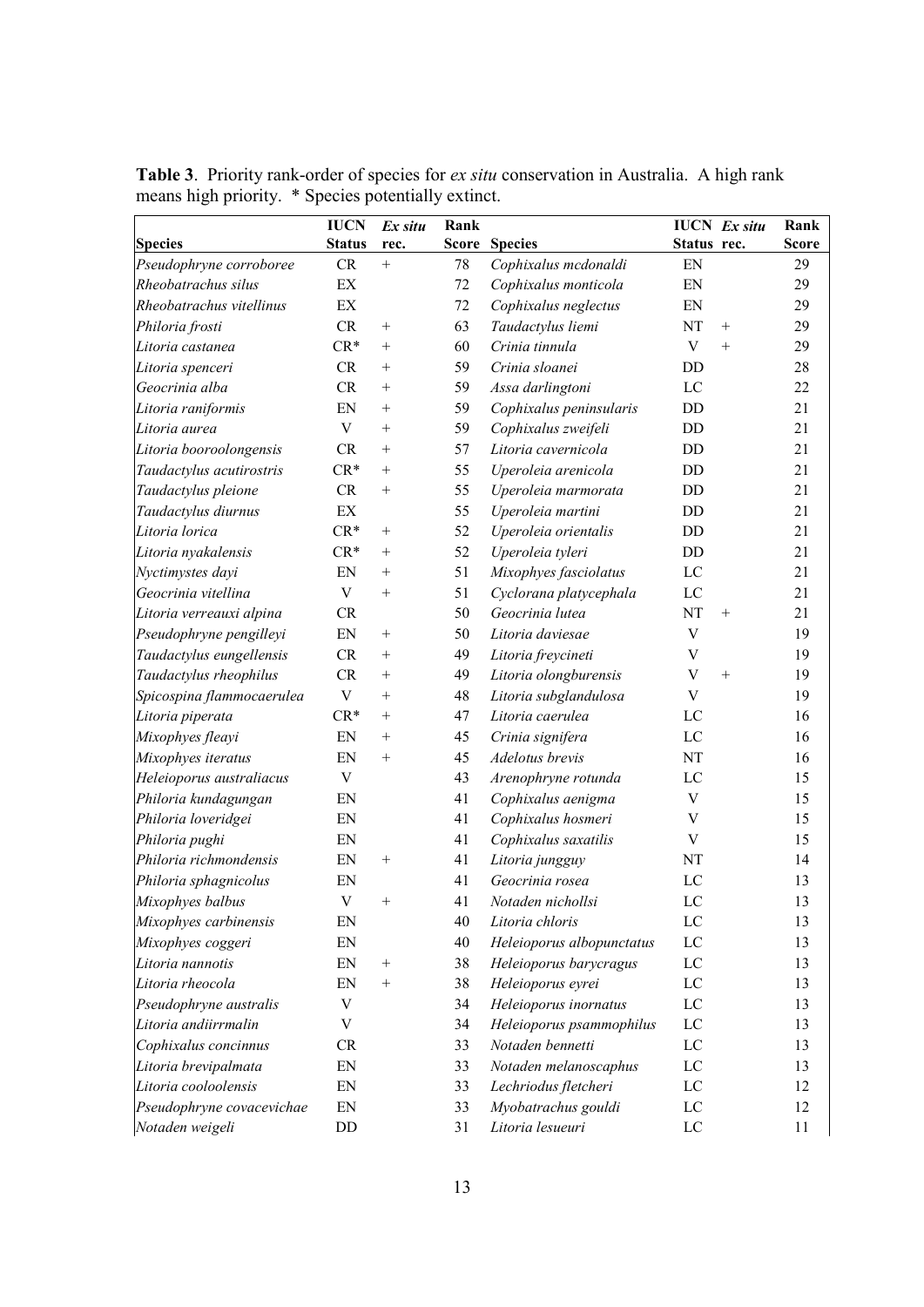**Table 3**. Priority rank-order of species for *ex situ* conservation in Australia. A high rank means high priority. * Species potentially extinct.

| Species | IUCN Status | *Ex situ* rec. | Rank Score | Species | IUCN Status | *Ex situ* rec. | Rank Score |
|---|---|---|---|---|---|---|---|
| *Pseudophryne corroboree* | CR | + | 78 | *Cophixalus mcdonaldi* | EN | | 29 |
| *Rheobatrachus silus* | EX | | 72 | *Cophixalus monticola* | EN | | 29 |
| *Rheobatrachus vitellinus* | EX | | 72 | *Cophixalus neglectus* | EN | | 29 |
| *Philoria frosti* | CR | + | 63 | *Taudactylus liemi* | NT | + | 29 |
| *Litoria castanea* | CR* | + | 60 | *Crinia tinnula* | V | + | 29 |
| *Litoria spenceri* | CR | + | 59 | *Crinia sloanei* | DD | | 28 |
| *Geocrinia alba* | CR | + | 59 | *Assa darlingtoni* | LC | | 22 |
| *Litoria raniformis* | EN | + | 59 | *Cophixalus peninsularis* | DD | | 21 |
| *Litoria aurea* | V | + | 59 | *Cophixalus zweifeli* | DD | | 21 |
| *Litoria booroolongensis* | CR | + | 57 | *Litoria cavernicola* | DD | | 21 |
| *Taudactylus acutirostris* | CR* | + | 55 | *Uperoleia arenicola* | DD | | 21 |
| *Taudactylus pleione* | CR | + | 55 | *Uperoleia marmorata* | DD | | 21 |
| *Taudactylus diurnus* | EX | | 55 | *Uperoleia martini* | DD | | 21 |
| *Litoria lorica* | CR* | + | 52 | *Uperoleia orientalis* | DD | | 21 |
| *Litoria nyakalensis* | CR* | + | 52 | *Uperoleia tyleri* | DD | | 21 |
| *Nyctimystes dayi* | EN | + | 51 | *Mixophyes fasciolatus* | LC | | 21 |
| *Geocrinia vitellina* | V | + | 51 | *Cyclorana platycephala* | LC | | 21 |
| *Litoria verreauxi alpina* | CR | | 50 | *Geocrinia lutea* | NT | + | 21 |
| *Pseudophryne pengilleyi* | EN | + | 50 | *Litoria daviesae* | V | | 19 |
| *Taudactylus eungellensis* | CR | + | 49 | *Litoria freycineti* | V | | 19 |
| *Taudactylus rheophilus* | CR | + | 49 | *Litoria olongburensis* | V | + | 19 |
| *Spicospina flammocaerulea* | V | + | 48 | *Litoria subglandulosa* | V | | 19 |
| *Litoria piperata* | CR* | + | 47 | *Litoria caerulea* | LC | | 16 |
| *Mixophyes fleayi* | EN | + | 45 | *Crinia signifera* | LC | | 16 |
| *Mixophyes iteratus* | EN | + | 45 | *Adelotus brevis* | NT | | 16 |
| *Heleioporus australiacus* | V | | 43 | *Arenophryne rotunda* | LC | | 15 |
| *Philoria kundagungan* | EN | | 41 | *Cophixalus aenigma* | V | | 15 |
| *Philoria loveridgei* | EN | | 41 | *Cophixalus hosmeri* | V | | 15 |
| *Philoria pughi* | EN | | 41 | *Cophixalus saxatilis* | V | | 15 |
| *Philoria richmondensis* | EN | + | 41 | *Litoria jungguy* | NT | | 14 |
| *Philoria sphagnicolus* | EN | | 41 | *Geocrinia rosea* | LC | | 13 |
| *Mixophyes balbus* | V | + | 41 | *Notaden nichollsi* | LC | | 13 |
| *Mixophyes carbinensis* | EN | | 40 | *Litoria chloris* | LC | | 13 |
| *Mixophyes coggeri* | EN | | 40 | *Heleioporus albopunctatus* | LC | | 13 |
| *Litoria nannotis* | EN | + | 38 | *Heleioporus barycragus* | LC | | 13 |
| *Litoria rheocola* | EN | + | 38 | *Heleioporus eyrei* | LC | | 13 |
| *Pseudophryne australis* | V | | 34 | *Heleioporus inornatus* | LC | | 13 |
| *Litoria andiirrmalin* | V | | 34 | *Heleioporus psammophilus* | LC | | 13 |
| *Cophixalus concinnus* | CR | | 33 | *Notaden bennetti* | LC | | 13 |
| *Litoria brevipalmata* | EN | | 33 | *Notaden melanoscaphus* | LC | | 13 |
| *Litoria cooloolensis* | EN | | 33 | *Lechriodus fletcheri* | LC | | 12 |
| *Pseudophryne covacevichae* | EN | | 33 | *Myobatrachus gouldi* | LC | | 12 |
| *Notaden weigeli* | DD | | 31 | *Litoria lesueuri* | LC | | 11 |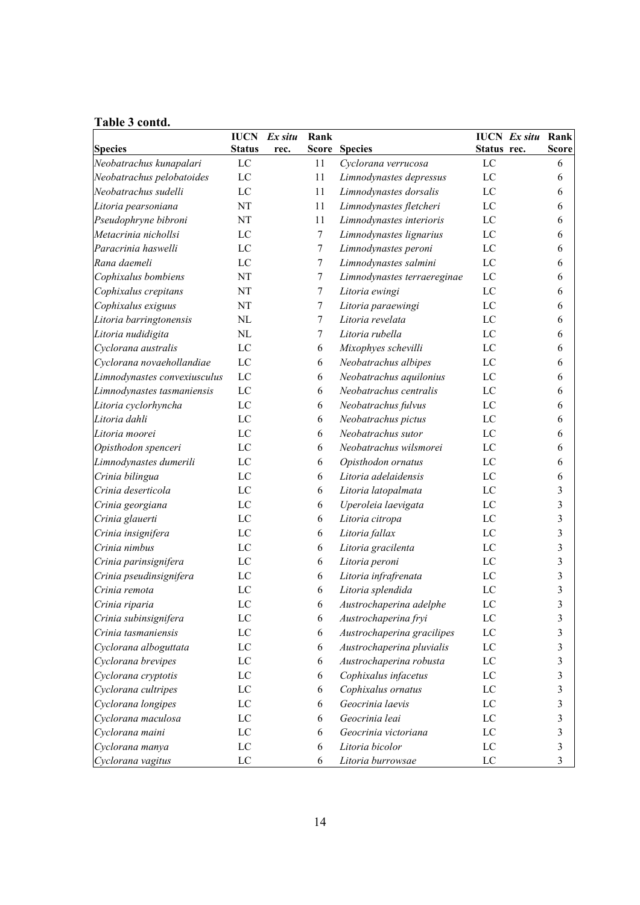**Table 3 contd.**

| Species | IUCN Status | *Ex situ* rec. | Rank Score | Species | IUCN Status | *Ex situ* rec. | Rank Score |
|---|---|---|---|---|---|---|---|
| *Neobatrachus kunapalari* | LC | | 11 | *Cyclorana verrucosa* | LC | | 6 |
| *Neobatrachus pelobatoides* | LC | | 11 | *Limnodynastes depressus* | LC | | 6 |
| *Neobatrachus sudelli* | LC | | 11 | *Limnodynastes dorsalis* | LC | | 6 |
| *Litoria pearsoniana* | NT | | 11 | *Limnodynastes fletcheri* | LC | | 6 |
| *Pseudophryne bibroni* | NT | | 11 | *Limnodynastes interioris* | LC | | 6 |
| *Metacrinia nichollsi* | LC | | 7 | *Limnodynastes lignarius* | LC | | 6 |
| *Paracrinia haswelli* | LC | | 7 | *Limnodynastes peroni* | LC | | 6 |
| *Rana daemeli* | LC | | 7 | *Limnodynastes salmini* | LC | | 6 |
| *Cophixalus bombiens* | NT | | 7 | *Limnodynastes terraereginae* | LC | | 6 |
| *Cophixalus crepitans* | NT | | 7 | *Litoria ewingi* | LC | | 6 |
| *Cophixalus exiguus* | NT | | 7 | *Litoria paraewingi* | LC | | 6 |
| *Litoria barringtonensis* | NL | | 7 | *Litoria revelata* | LC | | 6 |
| *Litoria nudidigita* | NL | | 7 | *Litoria rubella* | LC | | 6 |
| *Cyclorana australis* | LC | | 6 | *Mixophyes schevilli* | LC | | 6 |
| *Cyclorana novaehollandiae* | LC | | 6 | *Neobatrachus albipes* | LC | | 6 |
| *Limnodynastes convexiusculus* | LC | | 6 | *Neobatrachus aquilonius* | LC | | 6 |
| *Limnodynastes tasmaniensis* | LC | | 6 | *Neobatrachus centralis* | LC | | 6 |
| *Litoria cyclorhyncha* | LC | | 6 | *Neobatrachus fulvus* | LC | | 6 |
| *Litoria dahli* | LC | | 6 | *Neobatrachus pictus* | LC | | 6 |
| *Litoria moorei* | LC | | 6 | *Neobatrachus sutor* | LC | | 6 |
| *Opisthodon spenceri* | LC | | 6 | *Neobatrachus wilsmorei* | LC | | 6 |
| *Limnodynastes dumerili* | LC | | 6 | *Opisthodon ornatus* | LC | | 6 |
| *Crinia bilingua* | LC | | 6 | *Litoria adelaidensis* | LC | | 6 |
| *Crinia deserticola* | LC | | 6 | *Litoria latopalmata* | LC | | 3 |
| *Crinia georgiana* | LC | | 6 | *Uperoleia laevigata* | LC | | 3 |
| *Crinia glauerti* | LC | | 6 | *Litoria citropa* | LC | | 3 |
| *Crinia insignifera* | LC | | 6 | *Litoria fallax* | LC | | 3 |
| *Crinia nimbus* | LC | | 6 | *Litoria gracilenta* | LC | | 3 |
| *Crinia parinsignifera* | LC | | 6 | *Litoria peroni* | LC | | 3 |
| *Crinia pseudinsignifera* | LC | | 6 | *Litoria infrafrenata* | LC | | 3 |
| *Crinia remota* | LC | | 6 | *Litoria splendida* | LC | | 3 |
| *Crinia riparia* | LC | | 6 | *Austrochaperina adelphe* | LC | | 3 |
| *Crinia subinsignifera* | LC | | 6 | *Austrochaperina fryi* | LC | | 3 |
| *Crinia tasmaniensis* | LC | | 6 | *Austrochaperina gracilipes* | LC | | 3 |
| *Cyclorana alboguttata* | LC | | 6 | *Austrochaperina pluvialis* | LC | | 3 |
| *Cyclorana brevipes* | LC | | 6 | *Austrochaperina robusta* | LC | | 3 |
| *Cyclorana cryptotis* | LC | | 6 | *Cophixalus infacetus* | LC | | 3 |
| *Cyclorana cultripes* | LC | | 6 | *Cophixalus ornatus* | LC | | 3 |
| *Cyclorana longipes* | LC | | 6 | *Geocrinia laevis* | LC | | 3 |
| *Cyclorana maculosa* | LC | | 6 | *Geocrinia leai* | LC | | 3 |
| *Cyclorana maini* | LC | | 6 | *Geocrinia victoriana* | LC | | 3 |
| *Cyclorana manya* | LC | | 6 | *Litoria bicolor* | LC | | 3 |
| *Cyclorana vagitus* | LC | | 6 | *Litoria burrowsae* | LC | | 3 |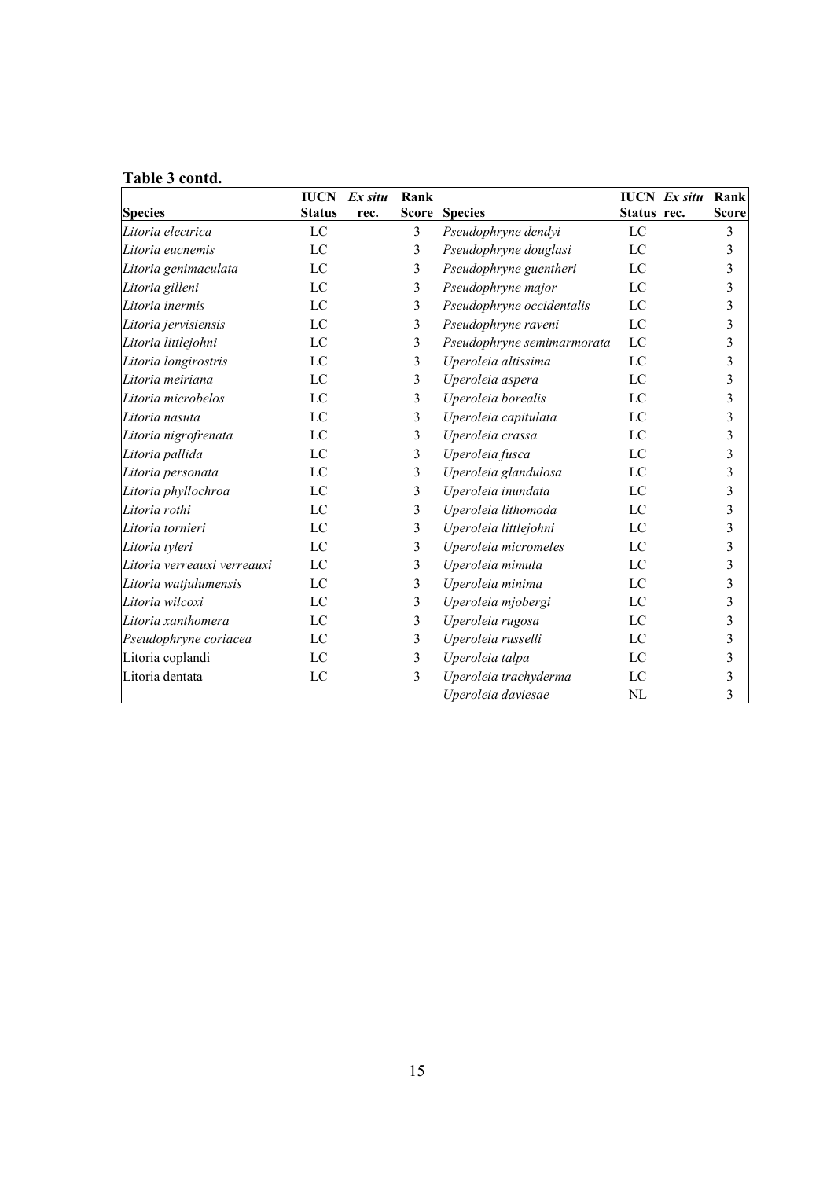**Table 3 contd.**

| Species | IUCN Status | *Ex situ* rec. | Rank Score | Species | IUCN Status | *Ex situ* rec. | Rank Score |
|---|---|---|---|---|---|---|---|
| *Litoria electrica* | LC | | 3 | *Pseudophryne dendyi* | LC | | 3 |
| *Litoria eucnemis* | LC | | 3 | *Pseudophryne douglasi* | LC | | 3 |
| *Litoria genimaculata* | LC | | 3 | *Pseudophryne guentheri* | LC | | 3 |
| *Litoria gilleni* | LC | | 3 | *Pseudophryne major* | LC | | 3 |
| *Litoria inermis* | LC | | 3 | *Pseudophryne occidentalis* | LC | | 3 |
| *Litoria jervisiensis* | LC | | 3 | *Pseudophryne raveni* | LC | | 3 |
| *Litoria littlejohni* | LC | | 3 | *Pseudophryne semimarmorata* | LC | | 3 |
| *Litoria longirostris* | LC | | 3 | *Uperoleia altissima* | LC | | 3 |
| *Litoria meiriana* | LC | | 3 | *Uperoleia aspera* | LC | | 3 |
| *Litoria microbelos* | LC | | 3 | *Uperoleia borealis* | LC | | 3 |
| *Litoria nasuta* | LC | | 3 | *Uperoleia capitulata* | LC | | 3 |
| *Litoria nigrofrenata* | LC | | 3 | *Uperoleia crassa* | LC | | 3 |
| *Litoria pallida* | LC | | 3 | *Uperoleia fusca* | LC | | 3 |
| *Litoria personata* | LC | | 3 | *Uperoleia glandulosa* | LC | | 3 |
| *Litoria phyllochroa* | LC | | 3 | *Uperoleia inundata* | LC | | 3 |
| *Litoria rothi* | LC | | 3 | *Uperoleia lithomoda* | LC | | 3 |
| *Litoria tornieri* | LC | | 3 | *Uperoleia littlejohni* | LC | | 3 |
| *Litoria tyleri* | LC | | 3 | *Uperoleia micromeles* | LC | | 3 |
| *Litoria verreauxi verreauxi* | LC | | 3 | *Uperoleia mimula* | LC | | 3 |
| *Litoria watjulumensis* | LC | | 3 | *Uperoleia minima* | LC | | 3 |
| *Litoria wilcoxi* | LC | | 3 | *Uperoleia mjobergi* | LC | | 3 |
| *Litoria xanthomera* | LC | | 3 | *Uperoleia rugosa* | LC | | 3 |
| *Pseudophryne coriacea* | LC | | 3 | *Uperoleia russelli* | LC | | 3 |
| Litoria coplandi | LC | | 3 | *Uperoleia talpa* | LC | | 3 |
| Litoria dentata | LC | | 3 | *Uperoleia trachyderma* | LC | | 3 |
| | | | | *Uperoleia daviesae* | NL | | 3 |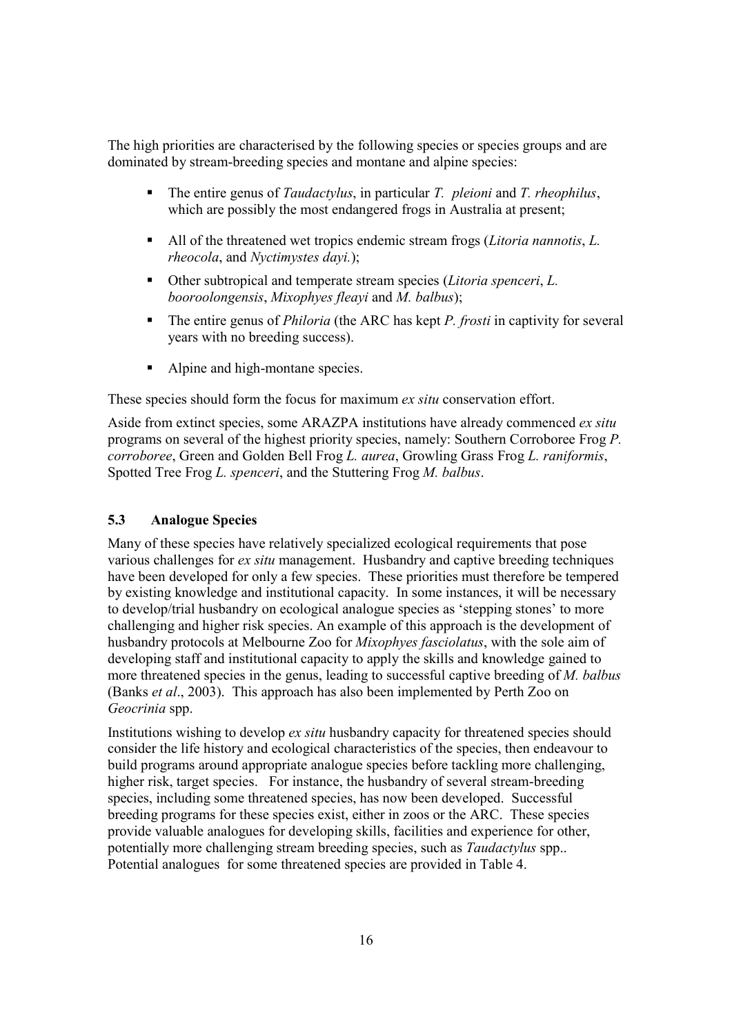The high priorities are characterised by the following species or species groups and are dominated by stream-breeding species and montane and alpine species:

- The entire genus of *Taudactylus*, in particular *T. pleioni* and *T. rheophilus*, which are possibly the most endangered frogs in Australia at present;
- All of the threatened wet tropics endemic stream frogs (*Litoria nannotis*, *L. rheocola*, and *Nyctimystes dayi.*);
- Other subtropical and temperate stream species (*Litoria spenceri*, *L. booroolongensis*, *Mixophyes fleayi* and *M. balbus*);
- The entire genus of *Philoria* (the ARC has kept *P. frosti* in captivity for several years with no breeding success).
- Alpine and high-montane species.

These species should form the focus for maximum *ex situ* conservation effort.

Aside from extinct species, some ARAZPA institutions have already commenced *ex situ* programs on several of the highest priority species, namely: Southern Corroboree Frog *P. corroboree*, Green and Golden Bell Frog *L. aurea*, Growling Grass Frog *L. raniformis*, Spotted Tree Frog *L. spenceri*, and the Stuttering Frog *M. balbus*.

### 5.3 Analogue Species

Many of these species have relatively specialized ecological requirements that pose various challenges for *ex situ* management. Husbandry and captive breeding techniques have been developed for only a few species. These priorities must therefore be tempered by existing knowledge and institutional capacity. In some instances, it will be necessary to develop/trial husbandry on ecological analogue species as 'stepping stones' to more challenging and higher risk species. An example of this approach is the development of husbandry protocols at Melbourne Zoo for *Mixophyes fasciolatus*, with the sole aim of developing staff and institutional capacity to apply the skills and knowledge gained to more threatened species in the genus, leading to successful captive breeding of *M. balbus* (Banks *et al*., 2003). This approach has also been implemented by Perth Zoo on *Geocrinia* spp.

Institutions wishing to develop *ex situ* husbandry capacity for threatened species should consider the life history and ecological characteristics of the species, then endeavour to build programs around appropriate analogue species before tackling more challenging, higher risk, target species. For instance, the husbandry of several stream-breeding species, including some threatened species, has now been developed. Successful breeding programs for these species exist, either in zoos or the ARC. These species provide valuable analogues for developing skills, facilities and experience for other, potentially more challenging stream breeding species, such as *Taudactylus* spp.. Potential analogues for some threatened species are provided in Table 4.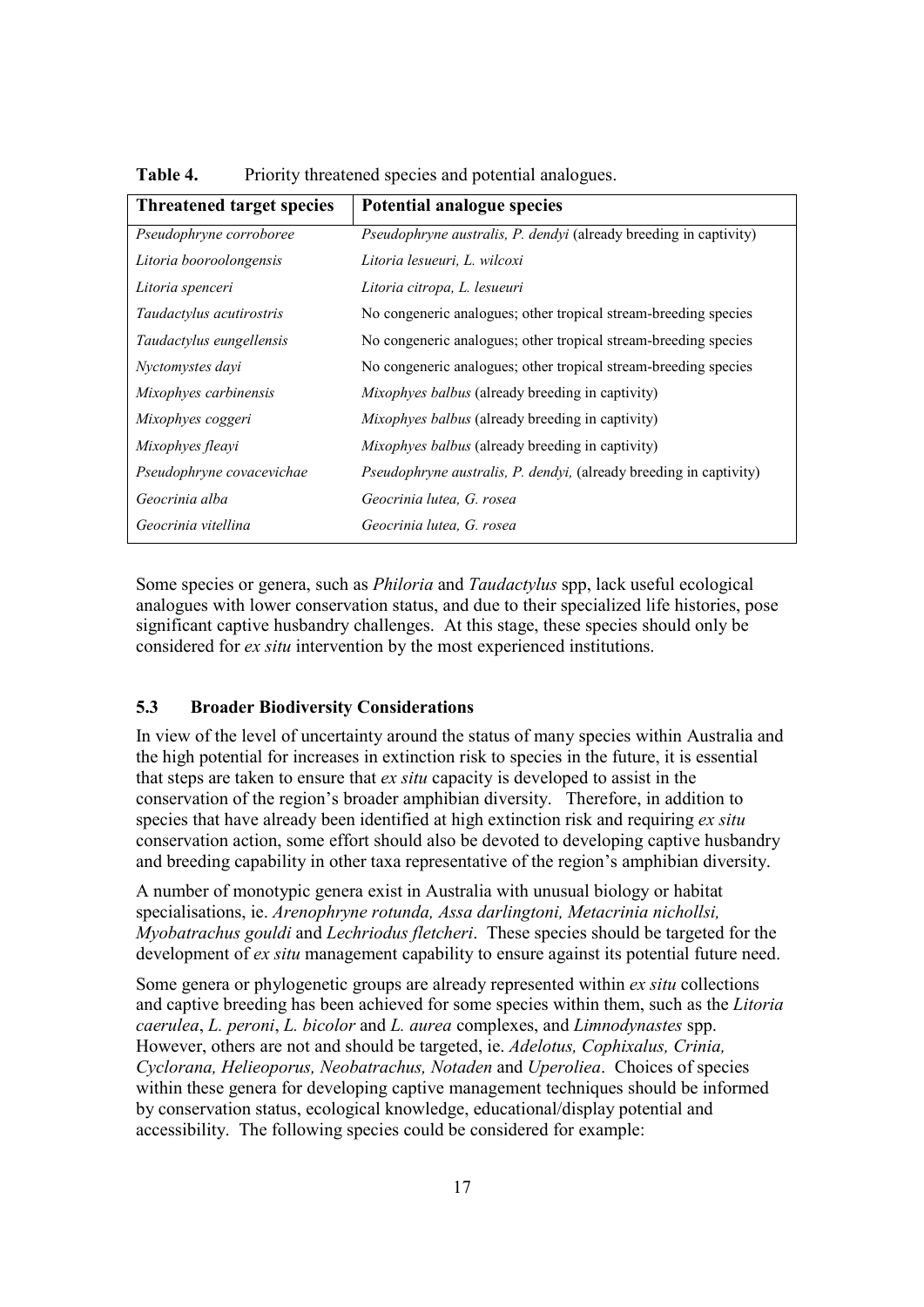**Table 4.** Priority threatened species and potential analogues.

| Threatened target species | Potential analogue species |
|---|---|
| *Pseudophryne corroboree* | *Pseudophryne australis, P. dendyi* (already breeding in captivity) |
| *Litoria booroolongensis* | *Litoria lesueuri, L. wilcoxi* |
| *Litoria spenceri* | *Litoria citropa, L. lesueuri* |
| *Taudactylus acutirostris* | No congeneric analogues; other tropical stream-breeding species |
| *Taudactylus eungellensis* | No congeneric analogues; other tropical stream-breeding species |
| *Nyctomystes dayi* | No congeneric analogues; other tropical stream-breeding species |
| *Mixophyes carbinensis* | *Mixophyes balbus* (already breeding in captivity) |
| *Mixophyes coggeri* | *Mixophyes balbus* (already breeding in captivity) |
| *Mixophyes fleayi* | *Mixophyes balbus* (already breeding in captivity) |
| *Pseudophryne covacevichae* | *Pseudophryne australis, P. dendyi,* (already breeding in captivity) |
| *Geocrinia alba* | *Geocrinia lutea, G. rosea* |
| *Geocrinia vitellina* | *Geocrinia lutea, G. rosea* |

Some species or genera, such as *Philoria* and *Taudactylus* spp, lack useful ecological analogues with lower conservation status, and due to their specialized life histories, pose significant captive husbandry challenges. At this stage, these species should only be considered for *ex situ* intervention by the most experienced institutions.

## 5.3 Broader Biodiversity Considerations

In view of the level of uncertainty around the status of many species within Australia and the high potential for increases in extinction risk to species in the future, it is essential that steps are taken to ensure that *ex situ* capacity is developed to assist in the conservation of the region's broader amphibian diversity. Therefore, in addition to species that have already been identified at high extinction risk and requiring *ex situ* conservation action, some effort should also be devoted to developing captive husbandry and breeding capability in other taxa representative of the region's amphibian diversity.

A number of monotypic genera exist in Australia with unusual biology or habitat specialisations, ie. *Arenophryne rotunda, Assa darlingtoni, Metacrinia nichollsi, Myobatrachus gouldi* and *Lechriodus fletcheri*. These species should be targeted for the development of *ex situ* management capability to ensure against its potential future need.

Some genera or phylogenetic groups are already represented within *ex situ* collections and captive breeding has been achieved for some species within them, such as the *Litoria caerulea*, *L. peroni*, *L. bicolor* and *L. aurea* complexes, and *Limnodynastes* spp. However, others are not and should be targeted, ie. *Adelotus, Cophixalus, Crinia, Cyclorana, Helieoporus, Neobatrachus, Notaden* and *Uperoliea*. Choices of species within these genera for developing captive management techniques should be informed by conservation status, ecological knowledge, educational/display potential and accessibility. The following species could be considered for example: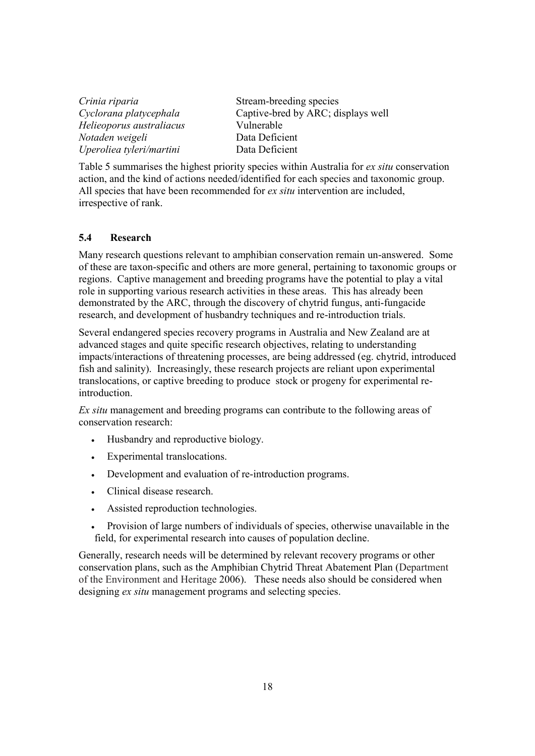| | |
|---|---|
| *Crinia riparia* | Stream-breeding species |
| *Cyclorana platycephala* | Captive-bred by ARC; displays well |
| *Helieoporus australiacus* | Vulnerable |
| *Notaden weigeli* | Data Deficient |
| *Uperoliea tyleri/martini* | Data Deficient |

Table 5 summarises the highest priority species within Australia for *ex situ* conservation action, and the kind of actions needed/identified for each species and taxonomic group. All species that have been recommended for *ex situ* intervention are included, irrespective of rank.

### 5.4 Research

Many research questions relevant to amphibian conservation remain un-answered. Some of these are taxon-specific and others are more general, pertaining to taxonomic groups or regions. Captive management and breeding programs have the potential to play a vital role in supporting various research activities in these areas. This has already been demonstrated by the ARC, through the discovery of chytrid fungus, anti-fungacide research, and development of husbandry techniques and re-introduction trials.

Several endangered species recovery programs in Australia and New Zealand are at advanced stages and quite specific research objectives, relating to understanding impacts/interactions of threatening processes, are being addressed (eg. chytrid, introduced fish and salinity). Increasingly, these research projects are reliant upon experimental translocations, or captive breeding to produce stock or progeny for experimental re-introduction.

*Ex situ* management and breeding programs can contribute to the following areas of conservation research:

- Husbandry and reproductive biology.
- Experimental translocations.
- Development and evaluation of re-introduction programs.
- Clinical disease research.
- Assisted reproduction technologies.
- Provision of large numbers of individuals of species, otherwise unavailable in the field, for experimental research into causes of population decline.

Generally, research needs will be determined by relevant recovery programs or other conservation plans, such as the Amphibian Chytrid Threat Abatement Plan (Department of the Environment and Heritage 2006). These needs also should be considered when designing *ex situ* management programs and selecting species.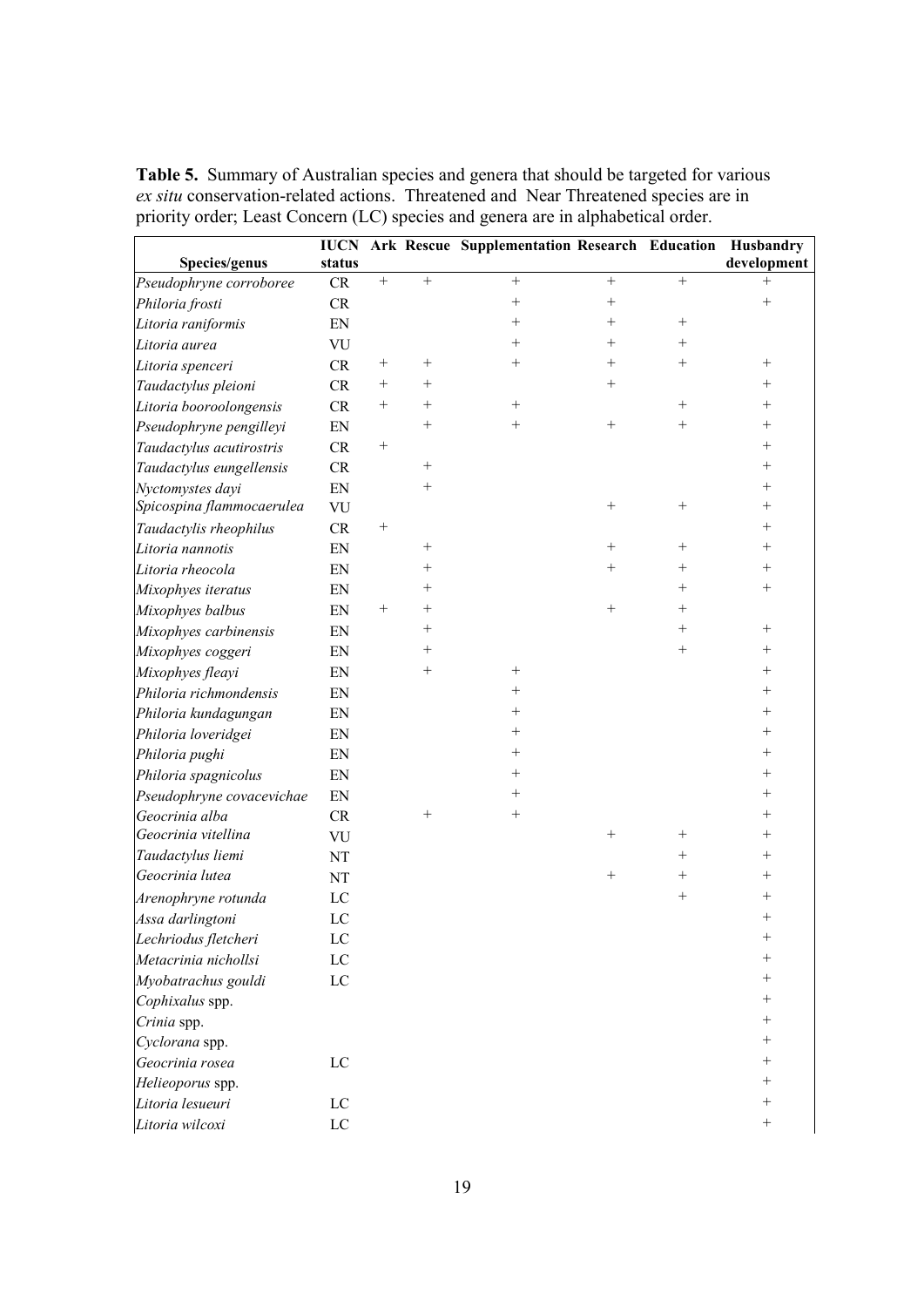**Table 5.** Summary of Australian species and genera that should be targeted for various *ex situ* conservation-related actions. Threatened and Near Threatened species are in priority order; Least Concern (LC) species and genera are in alphabetical order.

| Species/genus | IUCN status | Ark | Rescue | Supplementation | Research | Education | Husbandry development |
|---|---|---|---|---|---|---|---|
| *Pseudophryne corroboree* | CR | + | + | + | + | + | + |
| *Philoria frosti* | CR | | | + | + | | + |
| *Litoria raniformis* | EN | | | + | + | + | |
| *Litoria aurea* | VU | | | + | + | + | |
| *Litoria spenceri* | CR | + | + | + | + | + | + |
| *Taudactylus pleioni* | CR | + | + | | + | | + |
| *Litoria booroolongensis* | CR | + | + | + | | + | + |
| *Pseudophryne pengilleyi* | EN | | + | + | + | + | + |
| *Taudactylus acutirostris* | CR | + | | | | | + |
| *Taudactylus eungellensis* | CR | | + | | | | + |
| *Nyctomystes dayi* | EN | | + | | | | + |
| *Spicospina flammocaerulea* | VU | | | | + | + | + |
| *Taudactylis rheophilus* | CR | + | | | | | + |
| *Litoria nannotis* | EN | | + | | + | + | + |
| *Litoria rheocola* | EN | | + | | + | + | + |
| *Mixophyes iteratus* | EN | | + | | | + | + |
| *Mixophyes balbus* | EN | + | + | | + | + | |
| *Mixophyes carbinensis* | EN | | + | | | + | + |
| *Mixophyes coggeri* | EN | | + | | | + | + |
| *Mixophyes fleayi* | EN | | + | + | | | + |
| *Philoria richmondensis* | EN | | | + | | | + |
| *Philoria kundagungan* | EN | | | + | | | + |
| *Philoria loveridgei* | EN | | | + | | | + |
| *Philoria pughi* | EN | | | + | | | + |
| *Philoria spagnicolus* | EN | | | + | | | + |
| *Pseudophryne covacevichae* | EN | | | + | | | + |
| *Geocrinia alba* | CR | | + | + | | | + |
| *Geocrinia vitellina* | VU | | | | + | + | + |
| *Taudactylus liemi* | NT | | | | | + | + |
| *Geocrinia lutea* | NT | | | | + | + | + |
| *Arenophryne rotunda* | LC | | | | | + | + |
| *Assa darlingtoni* | LC | | | | | | + |
| *Lechriodus fletcheri* | LC | | | | | | + |
| *Metacrinia nichollsi* | LC | | | | | | + |
| *Myobatrachus gouldi* | LC | | | | | | + |
| *Cophixalus* spp. | | | | | | | + |
| *Crinia* spp. | | | | | | | + |
| *Cyclorana* spp. | | | | | | | + |
| *Geocrinia rosea* | LC | | | | | | + |
| *Helieoporus* spp. | | | | | | | + |
| *Litoria lesueuri* | LC | | | | | | + |
| *Litoria wilcoxi* | LC | | | | | | + |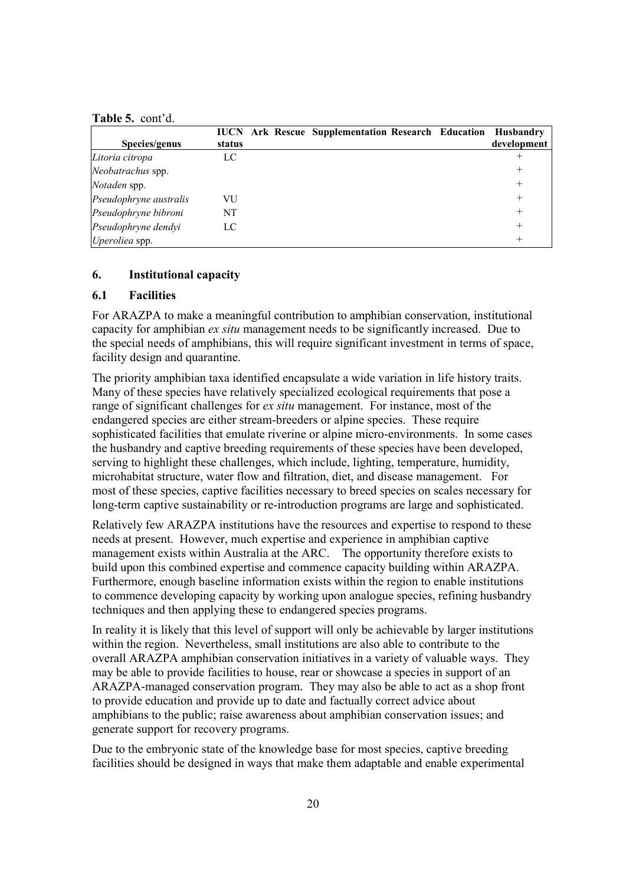**Table 5.** cont'd.

| Species/genus | IUCN status | Ark | Rescue | Supplementation | Research | Education | Husbandry development |
|---|---|---|---|---|---|---|---|
| *Litoria citropa* | LC | | | | | | + |
| *Neobatrachus* spp. | | | | | | | + |
| *Notaden* spp. | | | | | | | + |
| *Pseudophryne australis* | VU | | | | | | + |
| *Pseudophryne bibroni* | NT | | | | | | + |
| *Pseudophryne dendyi* | LC | | | | | | + |
| *Uperoliea* spp. | | | | | | | + |

## 6. Institutional capacity

### 6.1 Facilities

For ARAZPA to make a meaningful contribution to amphibian conservation, institutional capacity for amphibian *ex situ* management needs to be significantly increased. Due to the special needs of amphibians, this will require significant investment in terms of space, facility design and quarantine.

The priority amphibian taxa identified encapsulate a wide variation in life history traits. Many of these species have relatively specialized ecological requirements that pose a range of significant challenges for *ex situ* management. For instance, most of the endangered species are either stream-breeders or alpine species. These require sophisticated facilities that emulate riverine or alpine micro-environments. In some cases the husbandry and captive breeding requirements of these species have been developed, serving to highlight these challenges, which include, lighting, temperature, humidity, microhabitat structure, water flow and filtration, diet, and disease management. For most of these species, captive facilities necessary to breed species on scales necessary for long-term captive sustainability or re-introduction programs are large and sophisticated.

Relatively few ARAZPA institutions have the resources and expertise to respond to these needs at present. However, much expertise and experience in amphibian captive management exists within Australia at the ARC. The opportunity therefore exists to build upon this combined expertise and commence capacity building within ARAZPA. Furthermore, enough baseline information exists within the region to enable institutions to commence developing capacity by working upon analogue species, refining husbandry techniques and then applying these to endangered species programs.

In reality it is likely that this level of support will only be achievable by larger institutions within the region. Nevertheless, small institutions are also able to contribute to the overall ARAZPA amphibian conservation initiatives in a variety of valuable ways. They may be able to provide facilities to house, rear or showcase a species in support of an ARAZPA-managed conservation program. They may also be able to act as a shop front to provide education and provide up to date and factually correct advice about amphibians to the public; raise awareness about amphibian conservation issues; and generate support for recovery programs.

Due to the embryonic state of the knowledge base for most species, captive breeding facilities should be designed in ways that make them adaptable and enable experimental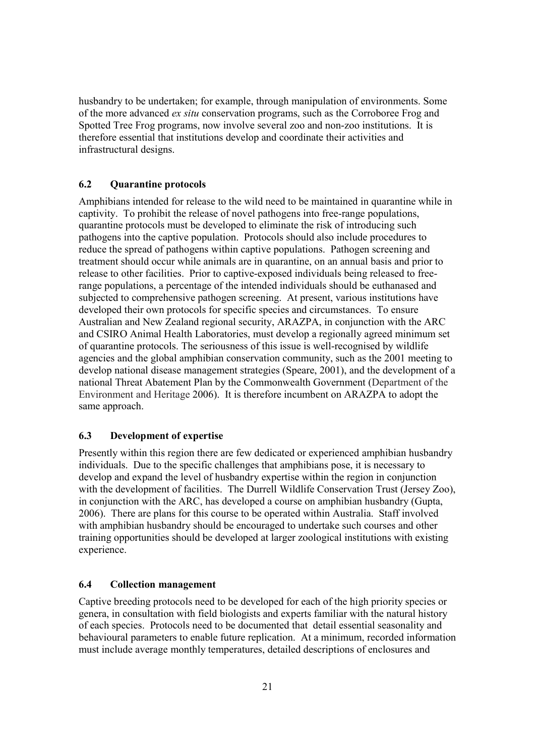husbandry to be undertaken; for example, through manipulation of environments. Some of the more advanced *ex situ* conservation programs, such as the Corroboree Frog and Spotted Tree Frog programs, now involve several zoo and non-zoo institutions. It is therefore essential that institutions develop and coordinate their activities and infrastructural designs.

### 6.2 Quarantine protocols

Amphibians intended for release to the wild need to be maintained in quarantine while in captivity. To prohibit the release of novel pathogens into free-range populations, quarantine protocols must be developed to eliminate the risk of introducing such pathogens into the captive population. Protocols should also include procedures to reduce the spread of pathogens within captive populations. Pathogen screening and treatment should occur while animals are in quarantine, on an annual basis and prior to release to other facilities. Prior to captive-exposed individuals being released to free-range populations, a percentage of the intended individuals should be euthanased and subjected to comprehensive pathogen screening. At present, various institutions have developed their own protocols for specific species and circumstances. To ensure Australian and New Zealand regional security, ARAZPA, in conjunction with the ARC and CSIRO Animal Health Laboratories, must develop a regionally agreed minimum set of quarantine protocols. The seriousness of this issue is well-recognised by wildlife agencies and the global amphibian conservation community, such as the 2001 meeting to develop national disease management strategies (Speare, 2001), and the development of a national Threat Abatement Plan by the Commonwealth Government (Department of the Environment and Heritage 2006). It is therefore incumbent on ARAZPA to adopt the same approach.

### 6.3 Development of expertise

Presently within this region there are few dedicated or experienced amphibian husbandry individuals. Due to the specific challenges that amphibians pose, it is necessary to develop and expand the level of husbandry expertise within the region in conjunction with the development of facilities. The Durrell Wildlife Conservation Trust (Jersey Zoo), in conjunction with the ARC, has developed a course on amphibian husbandry (Gupta, 2006). There are plans for this course to be operated within Australia. Staff involved with amphibian husbandry should be encouraged to undertake such courses and other training opportunities should be developed at larger zoological institutions with existing experience.

### 6.4 Collection management

Captive breeding protocols need to be developed for each of the high priority species or genera, in consultation with field biologists and experts familiar with the natural history of each species. Protocols need to be documented that detail essential seasonality and behavioural parameters to enable future replication. At a minimum, recorded information must include average monthly temperatures, detailed descriptions of enclosures and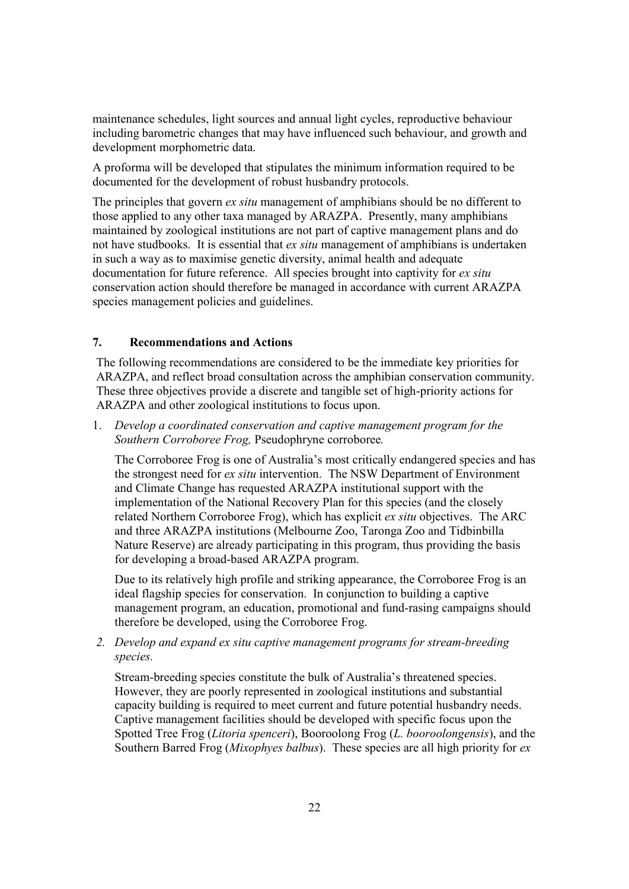maintenance schedules, light sources and annual light cycles, reproductive behaviour including barometric changes that may have influenced such behaviour, and growth and development morphometric data.

A proforma will be developed that stipulates the minimum information required to be documented for the development of robust husbandry protocols.

The principles that govern *ex situ* management of amphibians should be no different to those applied to any other taxa managed by ARAZPA. Presently, many amphibians maintained by zoological institutions are not part of captive management plans and do not have studbooks. It is essential that *ex situ* management of amphibians is undertaken in such a way as to maximise genetic diversity, animal health and adequate documentation for future reference. All species brought into captivity for *ex situ* conservation action should therefore be managed in accordance with current ARAZPA species management policies and guidelines.

## 7. Recommendations and Actions

The following recommendations are considered to be the immediate key priorities for ARAZPA, and reflect broad consultation across the amphibian conservation community. These three objectives provide a discrete and tangible set of high-priority actions for ARAZPA and other zoological institutions to focus upon.

1. *Develop a coordinated conservation and captive management program for the Southern Corroboree Frog,* Pseudophryne corroboree*.*

   The Corroboree Frog is one of Australia's most critically endangered species and has the strongest need for *ex situ* intervention. The NSW Department of Environment and Climate Change has requested ARAZPA institutional support with the implementation of the National Recovery Plan for this species (and the closely related Northern Corroboree Frog), which has explicit *ex situ* objectives. The ARC and three ARAZPA institutions (Melbourne Zoo, Taronga Zoo and Tidbinbilla Nature Reserve) are already participating in this program, thus providing the basis for developing a broad-based ARAZPA program.

   Due to its relatively high profile and striking appearance, the Corroboree Frog is an ideal flagship species for conservation. In conjunction to building a captive management program, an education, promotional and fund-rasing campaigns should therefore be developed, using the Corroboree Frog.

2. *Develop and expand ex situ captive management programs for stream-breeding species.*

   Stream-breeding species constitute the bulk of Australia's threatened species. However, they are poorly represented in zoological institutions and substantial capacity building is required to meet current and future potential husbandry needs. Captive management facilities should be developed with specific focus upon the Spotted Tree Frog (*Litoria spenceri*), Booroolong Frog (*L. booroolongensis*), and the Southern Barred Frog (*Mixophyes balbus*). These species are all high priority for *ex*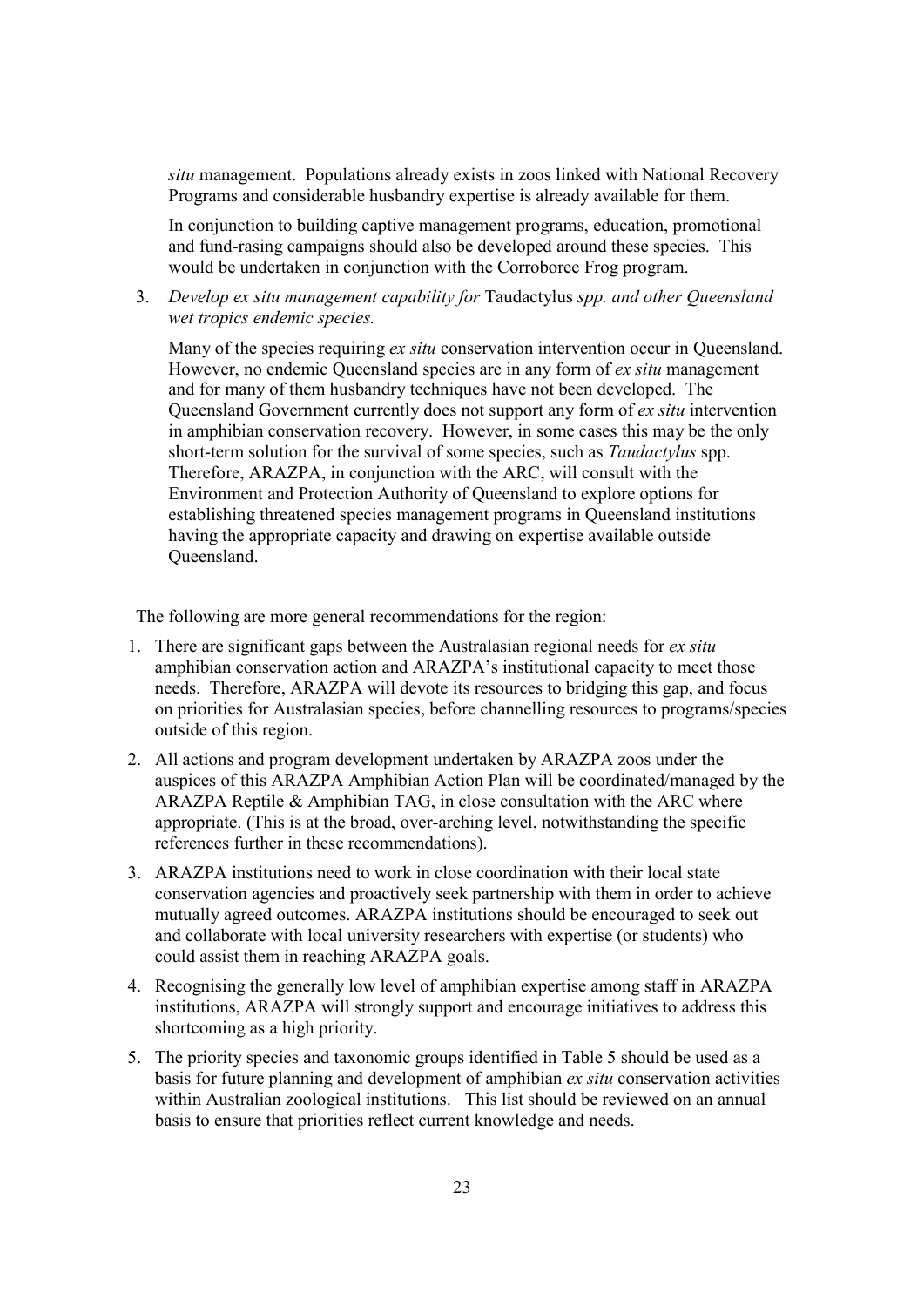*situ* management. Populations already exists in zoos linked with National Recovery Programs and considerable husbandry expertise is already available for them.

In conjunction to building captive management programs, education, promotional and fund-rasing campaigns should also be developed around these species. This would be undertaken in conjunction with the Corroboree Frog program.

3. *Develop ex situ management capability for* Taudactylus *spp. and other Queensland wet tropics endemic species.*

   Many of the species requiring *ex situ* conservation intervention occur in Queensland. However, no endemic Queensland species are in any form of *ex situ* management and for many of them husbandry techniques have not been developed. The Queensland Government currently does not support any form of *ex situ* intervention in amphibian conservation recovery. However, in some cases this may be the only short-term solution for the survival of some species, such as *Taudactylus* spp. Therefore, ARAZPA, in conjunction with the ARC, will consult with the Environment and Protection Authority of Queensland to explore options for establishing threatened species management programs in Queensland institutions having the appropriate capacity and drawing on expertise available outside Queensland.

The following are more general recommendations for the region:

1. There are significant gaps between the Australasian regional needs for *ex situ* amphibian conservation action and ARAZPA's institutional capacity to meet those needs. Therefore, ARAZPA will devote its resources to bridging this gap, and focus on priorities for Australasian species, before channelling resources to programs/species outside of this region.
2. All actions and program development undertaken by ARAZPA zoos under the auspices of this ARAZPA Amphibian Action Plan will be coordinated/managed by the ARAZPA Reptile & Amphibian TAG, in close consultation with the ARC where appropriate. (This is at the broad, over-arching level, notwithstanding the specific references further in these recommendations).
3. ARAZPA institutions need to work in close coordination with their local state conservation agencies and proactively seek partnership with them in order to achieve mutually agreed outcomes. ARAZPA institutions should be encouraged to seek out and collaborate with local university researchers with expertise (or students) who could assist them in reaching ARAZPA goals.
4. Recognising the generally low level of amphibian expertise among staff in ARAZPA institutions, ARAZPA will strongly support and encourage initiatives to address this shortcoming as a high priority.
5. The priority species and taxonomic groups identified in Table 5 should be used as a basis for future planning and development of amphibian *ex situ* conservation activities within Australian zoological institutions. This list should be reviewed on an annual basis to ensure that priorities reflect current knowledge and needs.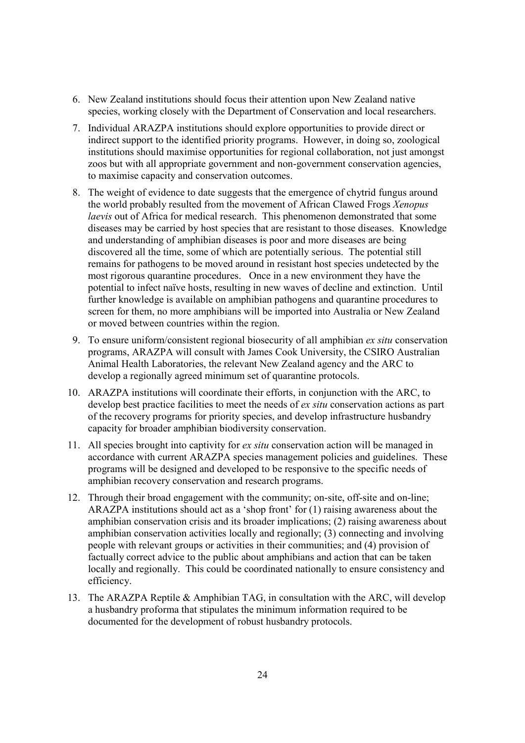6. New Zealand institutions should focus their attention upon New Zealand native species, working closely with the Department of Conservation and local researchers.
7. Individual ARAZPA institutions should explore opportunities to provide direct or indirect support to the identified priority programs. However, in doing so, zoological institutions should maximise opportunities for regional collaboration, not just amongst zoos but with all appropriate government and non-government conservation agencies, to maximise capacity and conservation outcomes.
8. The weight of evidence to date suggests that the emergence of chytrid fungus around the world probably resulted from the movement of African Clawed Frogs *Xenopus laevis* out of Africa for medical research. This phenomenon demonstrated that some diseases may be carried by host species that are resistant to those diseases. Knowledge and understanding of amphibian diseases is poor and more diseases are being discovered all the time, some of which are potentially serious. The potential still remains for pathogens to be moved around in resistant host species undetected by the most rigorous quarantine procedures. Once in a new environment they have the potential to infect naïve hosts, resulting in new waves of decline and extinction. Until further knowledge is available on amphibian pathogens and quarantine procedures to screen for them, no more amphibians will be imported into Australia or New Zealand or moved between countries within the region.
9. To ensure uniform/consistent regional biosecurity of all amphibian *ex situ* conservation programs, ARAZPA will consult with James Cook University, the CSIRO Australian Animal Health Laboratories, the relevant New Zealand agency and the ARC to develop a regionally agreed minimum set of quarantine protocols.
10. ARAZPA institutions will coordinate their efforts, in conjunction with the ARC, to develop best practice facilities to meet the needs of *ex situ* conservation actions as part of the recovery programs for priority species, and develop infrastructure husbandry capacity for broader amphibian biodiversity conservation.
11. All species brought into captivity for *ex situ* conservation action will be managed in accordance with current ARAZPA species management policies and guidelines. These programs will be designed and developed to be responsive to the specific needs of amphibian recovery conservation and research programs.
12. Through their broad engagement with the community; on-site, off-site and on-line; ARAZPA institutions should act as a 'shop front' for (1) raising awareness about the amphibian conservation crisis and its broader implications; (2) raising awareness about amphibian conservation activities locally and regionally; (3) connecting and involving people with relevant groups or activities in their communities; and (4) provision of factually correct advice to the public about amphibians and action that can be taken locally and regionally. This could be coordinated nationally to ensure consistency and efficiency.
13. The ARAZPA Reptile & Amphibian TAG, in consultation with the ARC, will develop a husbandry proforma that stipulates the minimum information required to be documented for the development of robust husbandry protocols.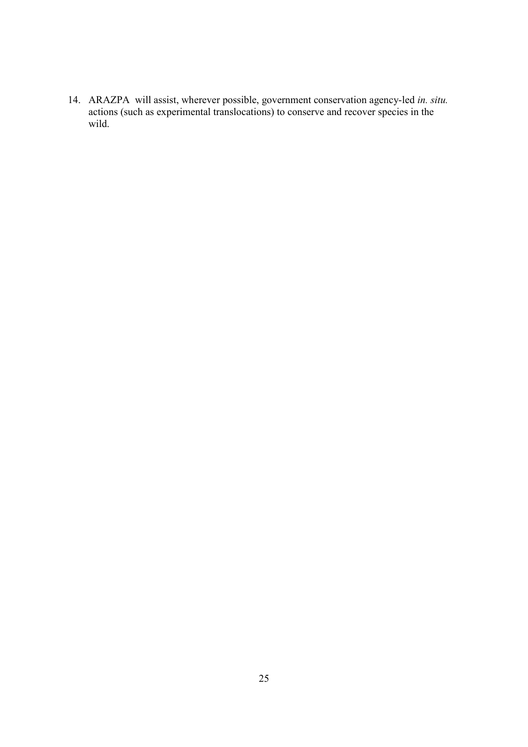14. ARAZPA will assist, wherever possible, government conservation agency-led *in. situ.* actions (such as experimental translocations) to conserve and recover species in the wild.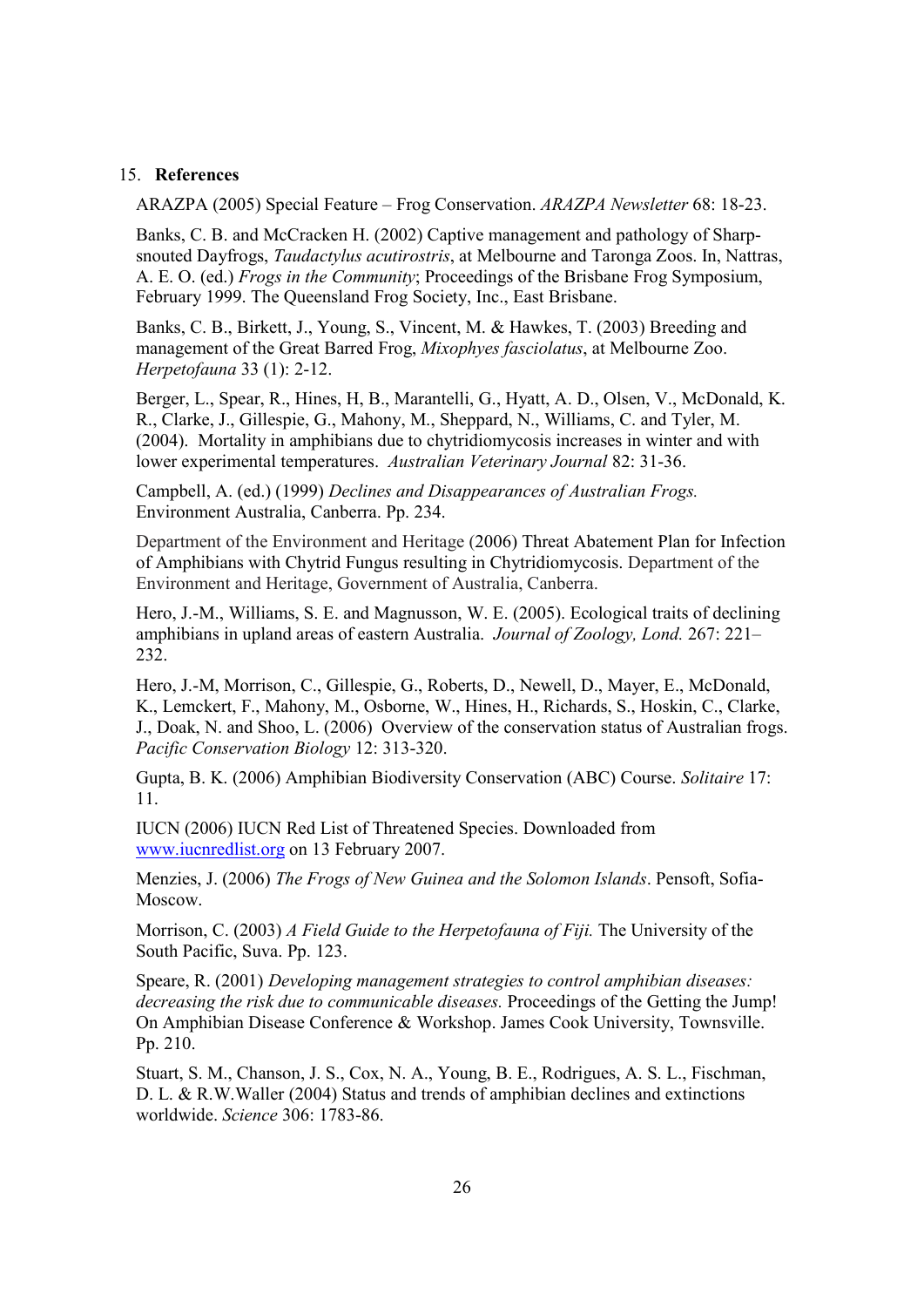## 15. References

ARAZPA (2005) Special Feature – Frog Conservation. *ARAZPA Newsletter* 68: 18-23.

Banks, C. B. and McCracken H. (2002) Captive management and pathology of Sharp-snouted Dayfrogs, *Taudactylus acutirostris*, at Melbourne and Taronga Zoos. In, Nattras, A. E. O. (ed.) *Frogs in the Community*; Proceedings of the Brisbane Frog Symposium, February 1999. The Queensland Frog Society, Inc., East Brisbane.

Banks, C. B., Birkett, J., Young, S., Vincent, M. & Hawkes, T. (2003) Breeding and management of the Great Barred Frog, *Mixophyes fasciolatus*, at Melbourne Zoo. *Herpetofauna* 33 (1): 2-12.

Berger, L., Spear, R., Hines, H, B., Marantelli, G., Hyatt, A. D., Olsen, V., McDonald, K. R., Clarke, J., Gillespie, G., Mahony, M., Sheppard, N., Williams, C. and Tyler, M. (2004). Mortality in amphibians due to chytridiomycosis increases in winter and with lower experimental temperatures. *Australian Veterinary Journal* 82: 31-36.

Campbell, A. (ed.) (1999) *Declines and Disappearances of Australian Frogs.* Environment Australia, Canberra. Pp. 234.

Department of the Environment and Heritage (2006) Threat Abatement Plan for Infection of Amphibians with Chytrid Fungus resulting in Chytridiomycosis. Department of the Environment and Heritage, Government of Australia, Canberra.

Hero, J.-M., Williams, S. E. and Magnusson, W. E. (2005). Ecological traits of declining amphibians in upland areas of eastern Australia. *Journal of Zoology, Lond.* 267: 221–232.

Hero, J.-M, Morrison, C., Gillespie, G., Roberts, D., Newell, D., Mayer, E., McDonald, K., Lemckert, F., Mahony, M., Osborne, W., Hines, H., Richards, S., Hoskin, C., Clarke, J., Doak, N. and Shoo, L. (2006) Overview of the conservation status of Australian frogs. *Pacific Conservation Biology* 12: 313-320.

Gupta, B. K. (2006) Amphibian Biodiversity Conservation (ABC) Course. *Solitaire* 17: 11.

IUCN (2006) IUCN Red List of Threatened Species. Downloaded from www.iucnredlist.org on 13 February 2007.

Menzies, J. (2006) *The Frogs of New Guinea and the Solomon Islands*. Pensoft, Sofia-Moscow.

Morrison, C. (2003) *A Field Guide to the Herpetofauna of Fiji.* The University of the South Pacific, Suva. Pp. 123.

Speare, R. (2001) *Developing management strategies to control amphibian diseases: decreasing the risk due to communicable diseases.* Proceedings of the Getting the Jump! On Amphibian Disease Conference & Workshop. James Cook University, Townsville. Pp. 210.

Stuart, S. M., Chanson, J. S., Cox, N. A., Young, B. E., Rodrigues, A. S. L., Fischman, D. L. & R.W.Waller (2004) Status and trends of amphibian declines and extinctions worldwide. *Science* 306: 1783-86.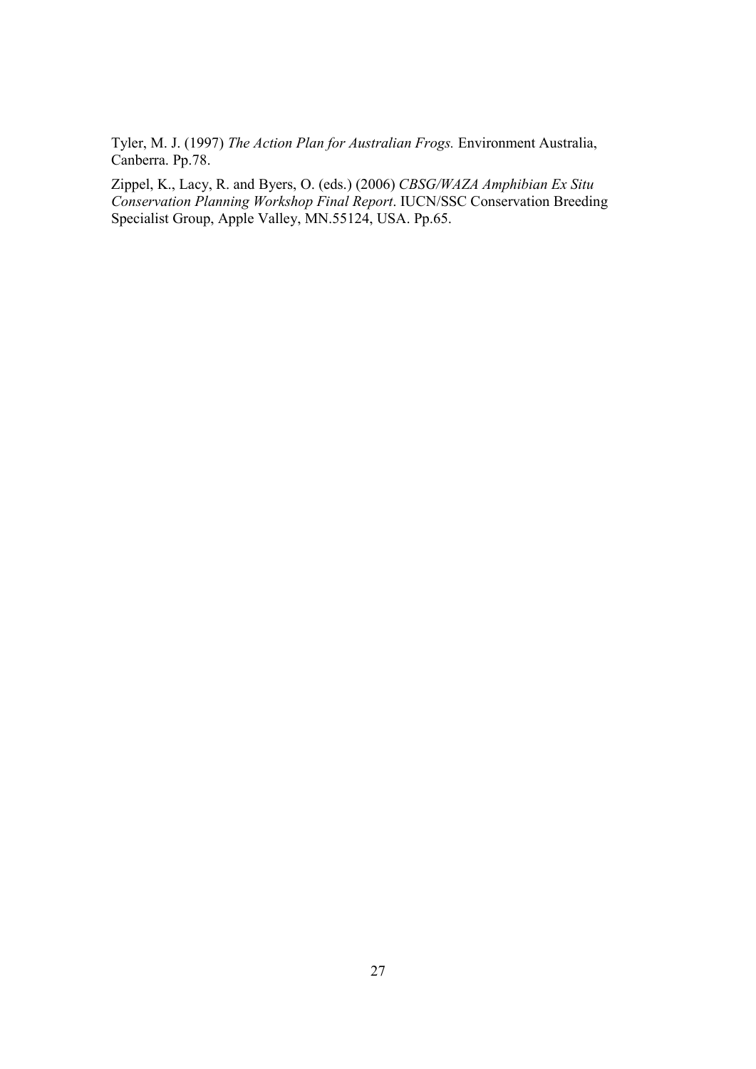Tyler, M. J. (1997) *The Action Plan for Australian Frogs.* Environment Australia, Canberra. Pp.78.

Zippel, K., Lacy, R. and Byers, O. (eds.) (2006) *CBSG/WAZA Amphibian Ex Situ Conservation Planning Workshop Final Report*. IUCN/SSC Conservation Breeding Specialist Group, Apple Valley, MN.55124, USA. Pp.65.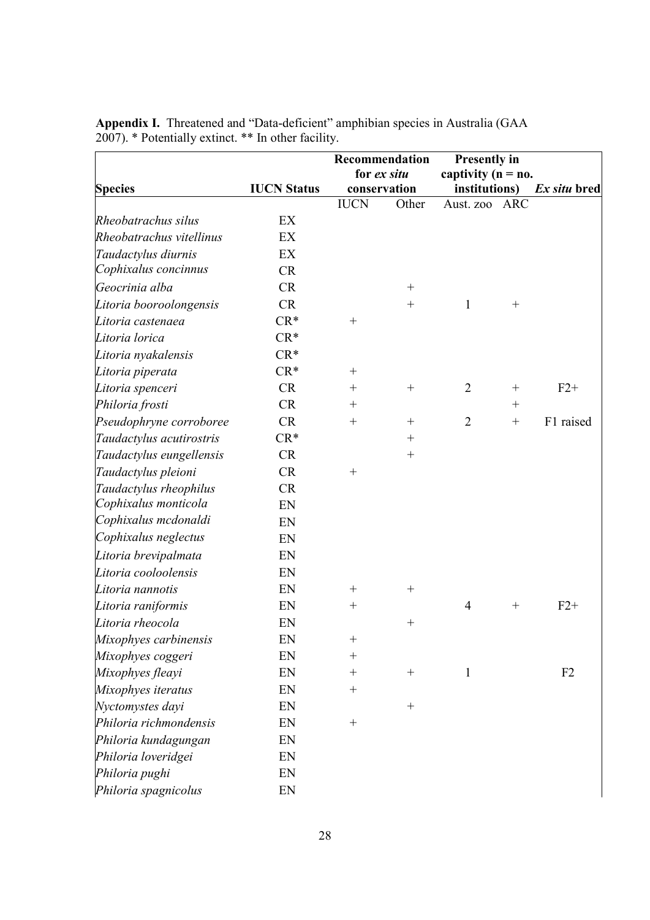**Appendix I.** Threatened and "Data-deficient" amphibian species in Australia (GAA 2007). * Potentially extinct. ** In other facility.

| Species | IUCN Status | Recommendation for *ex situ* conservation | | Presently in captivity (n = no. institutions) | | *Ex situ* bred |
|---|---|---|---|---|---|---|
| | | IUCN | Other | Aust. zoo | ARC | |
| *Rheobatrachus silus* | EX | | | | | |
| *Rheobatrachus vitellinus* | EX | | | | | |
| *Taudactylus diurnis* | EX | | | | | |
| *Cophixalus concinnus* | CR | | | | | |
| *Geocrinia alba* | CR | | + | | | |
| *Litoria booroolongensis* | CR | | + | 1 | + | |
| *Litoria castenaea* | CR* | + | | | | |
| *Litoria lorica* | CR* | | | | | |
| *Litoria nyakalensis* | CR* | | | | | |
| *Litoria piperata* | CR* | + | | | | |
| *Litoria spenceri* | CR | + | + | 2 | + | F2+ |
| *Philoria frosti* | CR | + | | | + | |
| *Pseudophryne corroboree* | CR | + | + | 2 | + | F1 raised |
| *Taudactylus acutirostris* | CR* | | + | | | |
| *Taudactylus eungellensis* | CR | | + | | | |
| *Taudactylus pleioni* | CR | + | | | | |
| *Taudactylus rheophilus* | CR | | | | | |
| *Cophixalus monticola* | EN | | | | | |
| *Cophixalus mcdonaldi* | EN | | | | | |
| *Cophixalus neglectus* | EN | | | | | |
| *Litoria brevipalmata* | EN | | | | | |
| *Litoria cooloolensis* | EN | | | | | |
| *Litoria nannotis* | EN | + | + | | | |
| *Litoria raniformis* | EN | + | | 4 | + | F2+ |
| *Litoria rheocola* | EN | | + | | | |
| *Mixophyes carbinensis* | EN | + | | | | |
| *Mixophyes coggeri* | EN | + | | | | |
| *Mixophyes fleayi* | EN | + | + | 1 | | F2 |
| *Mixophyes iteratus* | EN | + | | | | |
| *Nyctomystes dayi* | EN | | + | | | |
| *Philoria richmondensis* | EN | + | | | | |
| *Philoria kundagungan* | EN | | | | | |
| *Philoria loveridgei* | EN | | | | | |
| *Philoria pughi* | EN | | | | | |
| *Philoria spagnicolus* | EN | | | | | |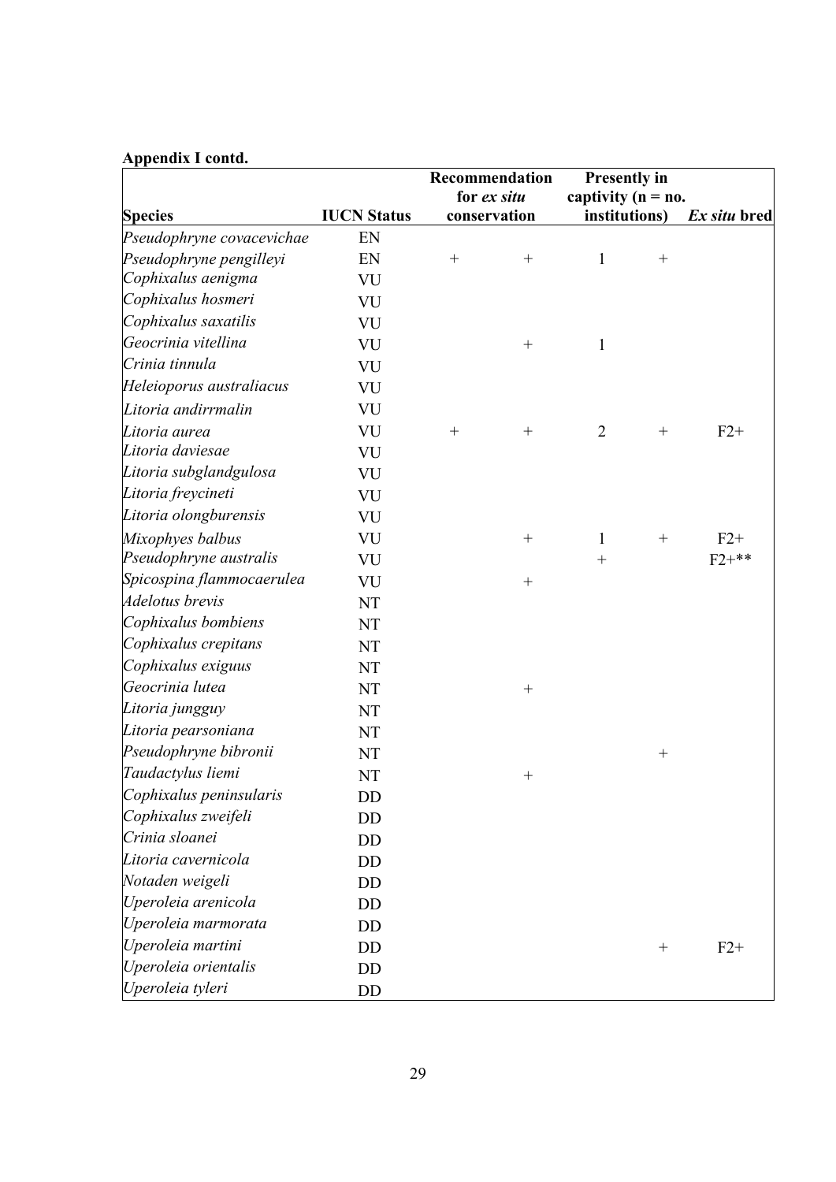## Appendix I contd.

| Species | IUCN Status | Recommendation for *ex situ* conservation | | Presently in captivity (n = no. institutions) | | *Ex situ* bred |
|---|---|---|---|---|---|---|
| *Pseudophryne covacevichae* | EN | | | | | |
| *Pseudophryne pengilleyi* | EN | + | + | 1 | + | |
| *Cophixalus aenigma* | VU | | | | | |
| *Cophixalus hosmeri* | VU | | | | | |
| *Cophixalus saxatilis* | VU | | | | | |
| *Geocrinia vitellina* | VU | | + | 1 | | |
| *Crinia tinnula* | VU | | | | | |
| *Heleioporus australiacus* | VU | | | | | |
| *Litoria andirrmalin* | VU | | | | | |
| *Litoria aurea* | VU | + | + | 2 | + | F2+ |
| *Litoria daviesae* | VU | | | | | |
| *Litoria subglandgulosa* | VU | | | | | |
| *Litoria freycineti* | VU | | | | | |
| *Litoria olongburensis* | VU | | | | | |
| *Mixophyes balbus* | VU | | + | 1 | + | F2+ |
| *Pseudophryne australis* | VU | | | + | | F2+** |
| *Spicospina flammocaerulea* | VU | | + | | | |
| *Adelotus brevis* | NT | | | | | |
| *Cophixalus bombiens* | NT | | | | | |
| *Cophixalus crepitans* | NT | | | | | |
| *Cophixalus exiguus* | NT | | | | | |
| *Geocrinia lutea* | NT | | + | | | |
| *Litoria jungguy* | NT | | | | | |
| *Litoria pearsoniana* | NT | | | | | |
| *Pseudophryne bibronii* | NT | | | | + | |
| *Taudactylus liemi* | NT | | + | | | |
| *Cophixalus peninsularis* | DD | | | | | |
| *Cophixalus zweifeli* | DD | | | | | |
| *Crinia sloanei* | DD | | | | | |
| *Litoria cavernicola* | DD | | | | | |
| *Notaden weigeli* | DD | | | | | |
| *Uperoleia arenicola* | DD | | | | | |
| *Uperoleia marmorata* | DD | | | | | |
| *Uperoleia martini* | DD | | | | + | F2+ |
| *Uperoleia orientalis* | DD | | | | | |
| *Uperoleia tyleri* | DD | | | | | |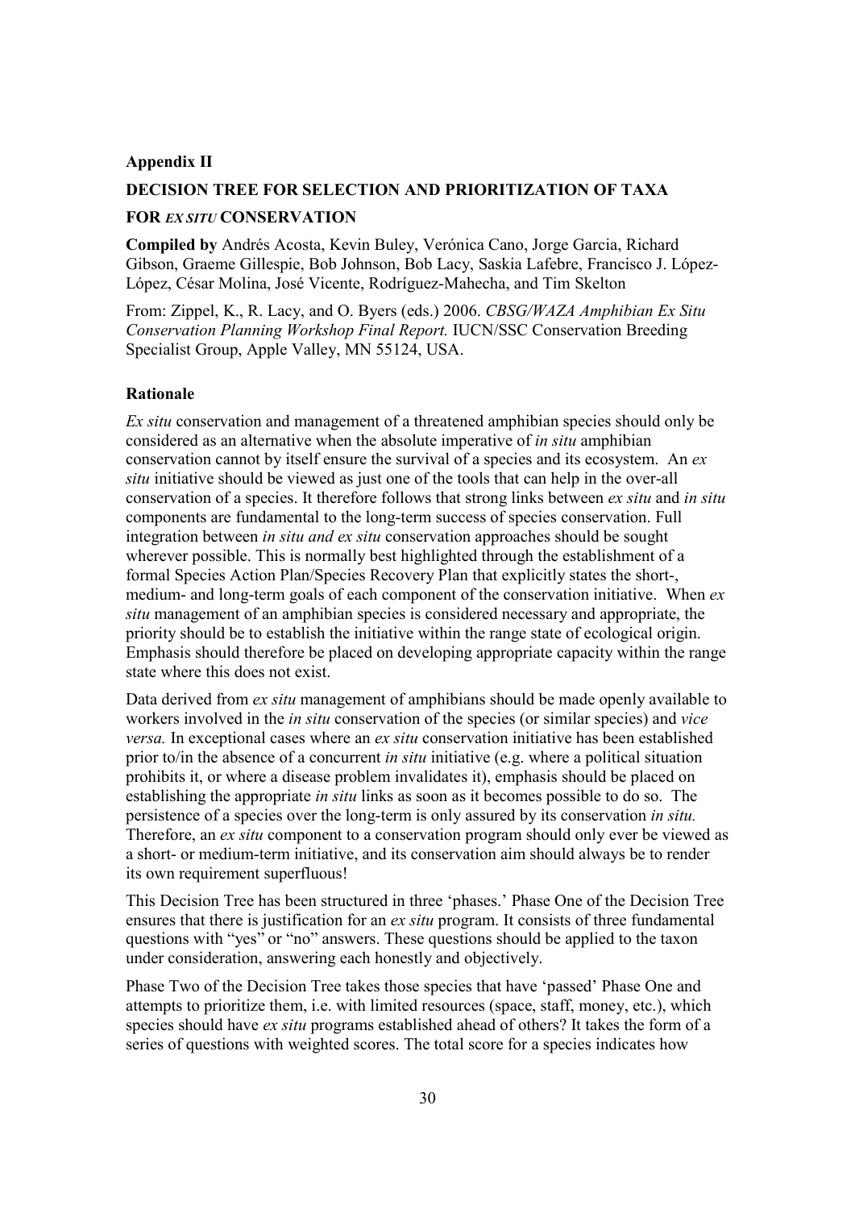**Appendix II**

**DECISION TREE FOR SELECTION AND PRIORITIZATION OF TAXA FOR *EX SITU* CONSERVATION**

**Compiled by** Andrés Acosta, Kevin Buley, Verónica Cano, Jorge Garcia, Richard Gibson, Graeme Gillespie, Bob Johnson, Bob Lacy, Saskia Lafebre, Francisco J. López-López, César Molina, José Vicente, Rodríguez-Mahecha, and Tim Skelton

From: Zippel, K., R. Lacy, and O. Byers (eds.) 2006. *CBSG/WAZA Amphibian Ex Situ Conservation Planning Workshop Final Report.* IUCN/SSC Conservation Breeding Specialist Group, Apple Valley, MN 55124, USA.

**Rationale**

*Ex situ* conservation and management of a threatened amphibian species should only be considered as an alternative when the absolute imperative of *in situ* amphibian conservation cannot by itself ensure the survival of a species and its ecosystem. An *ex situ* initiative should be viewed as just one of the tools that can help in the over-all conservation of a species. It therefore follows that strong links between *ex situ* and *in situ* components are fundamental to the long-term success of species conservation. Full integration between *in situ and ex situ* conservation approaches should be sought wherever possible. This is normally best highlighted through the establishment of a formal Species Action Plan/Species Recovery Plan that explicitly states the short-, medium- and long-term goals of each component of the conservation initiative. When *ex situ* management of an amphibian species is considered necessary and appropriate, the priority should be to establish the initiative within the range state of ecological origin. Emphasis should therefore be placed on developing appropriate capacity within the range state where this does not exist.

Data derived from *ex situ* management of amphibians should be made openly available to workers involved in the *in situ* conservation of the species (or similar species) and *vice versa.* In exceptional cases where an *ex situ* conservation initiative has been established prior to/in the absence of a concurrent *in situ* initiative (e.g. where a political situation prohibits it, or where a disease problem invalidates it), emphasis should be placed on establishing the appropriate *in situ* links as soon as it becomes possible to do so. The persistence of a species over the long-term is only assured by its conservation *in situ.* Therefore, an *ex situ* component to a conservation program should only ever be viewed as a short- or medium-term initiative, and its conservation aim should always be to render its own requirement superfluous!

This Decision Tree has been structured in three 'phases.' Phase One of the Decision Tree ensures that there is justification for an *ex situ* program. It consists of three fundamental questions with "yes" or "no" answers. These questions should be applied to the taxon under consideration, answering each honestly and objectively.

Phase Two of the Decision Tree takes those species that have 'passed' Phase One and attempts to prioritize them, i.e. with limited resources (space, staff, money, etc.), which species should have *ex situ* programs established ahead of others? It takes the form of a series of questions with weighted scores. The total score for a species indicates how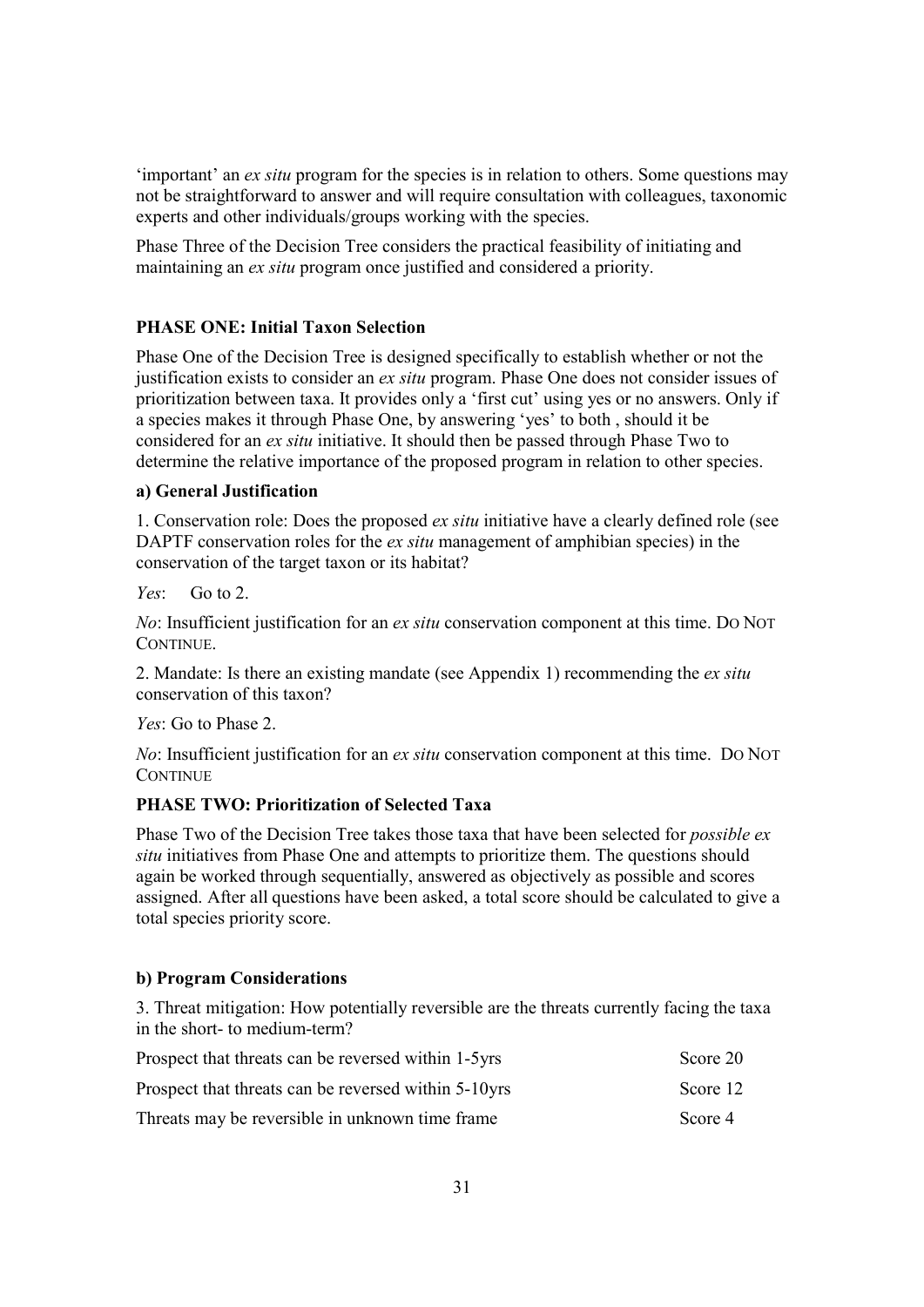'important' an *ex situ* program for the species is in relation to others. Some questions may not be straightforward to answer and will require consultation with colleagues, taxonomic experts and other individuals/groups working with the species.

Phase Three of the Decision Tree considers the practical feasibility of initiating and maintaining an *ex situ* program once justified and considered a priority.

## PHASE ONE: Initial Taxon Selection

Phase One of the Decision Tree is designed specifically to establish whether or not the justification exists to consider an *ex situ* program. Phase One does not consider issues of prioritization between taxa. It provides only a 'first cut' using yes or no answers. Only if a species makes it through Phase One, by answering 'yes' to both , should it be considered for an *ex situ* initiative. It should then be passed through Phase Two to determine the relative importance of the proposed program in relation to other species.

### a) General Justification

1. Conservation role: Does the proposed *ex situ* initiative have a clearly defined role (see DAPTF conservation roles for the *ex situ* management of amphibian species) in the conservation of the target taxon or its habitat?

*Yes*: Go to 2.

*No*: Insufficient justification for an *ex situ* conservation component at this time. DO NOT CONTINUE.

2. Mandate: Is there an existing mandate (see Appendix 1) recommending the *ex situ* conservation of this taxon?

*Yes*: Go to Phase 2.

*No*: Insufficient justification for an *ex situ* conservation component at this time. DO NOT CONTINUE

## PHASE TWO: Prioritization of Selected Taxa

Phase Two of the Decision Tree takes those taxa that have been selected for *possible ex situ* initiatives from Phase One and attempts to prioritize them. The questions should again be worked through sequentially, answered as objectively as possible and scores assigned. After all questions have been asked, a total score should be calculated to give a total species priority score.

### b) Program Considerations

3. Threat mitigation: How potentially reversible are the threats currently facing the taxa in the short- to medium-term?

| | |
|---|---|
| Prospect that threats can be reversed within 1-5yrs | Score 20 |
| Prospect that threats can be reversed within 5-10yrs | Score 12 |
| Threats may be reversible in unknown time frame | Score 4 |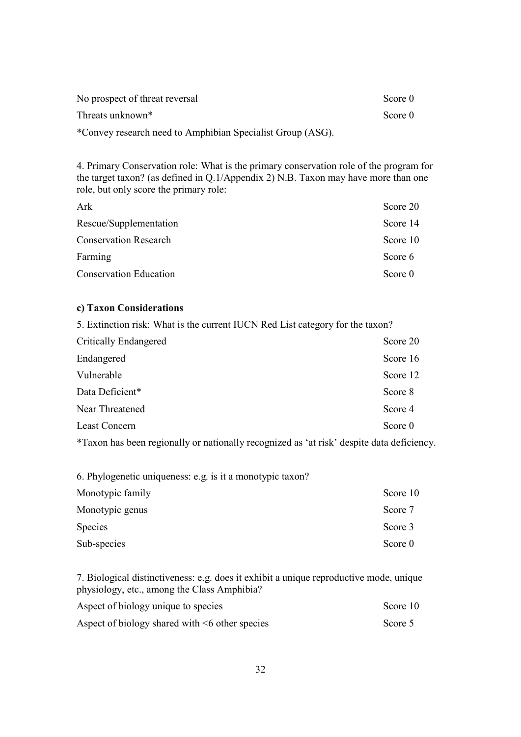| | |
|---|---|
| No prospect of threat reversal | Score 0 |
| Threats unknown* | Score 0 |

*Convey research need to Amphibian Specialist Group (ASG).

4. Primary Conservation role: What is the primary conservation role of the program for the target taxon? (as defined in Q.1/Appendix 2) N.B. Taxon may have more than one role, but only score the primary role:

| | |
|---|---|
| Ark | Score 20 |
| Rescue/Supplementation | Score 14 |
| Conservation Research | Score 10 |
| Farming | Score 6 |
| Conservation Education | Score 0 |

**c) Taxon Considerations**

5. Extinction risk: What is the current IUCN Red List category for the taxon?

| | |
|---|---|
| Critically Endangered | Score 20 |
| Endangered | Score 16 |
| Vulnerable | Score 12 |
| Data Deficient* | Score 8 |
| Near Threatened | Score 4 |
| Least Concern | Score 0 |

*Taxon has been regionally or nationally recognized as 'at risk' despite data deficiency.

6. Phylogenetic uniqueness: e.g. is it a monotypic taxon?

| | |
|---|---|
| Monotypic family | Score 10 |
| Monotypic genus | Score 7 |
| Species | Score 3 |
| Sub-species | Score 0 |

7. Biological distinctiveness: e.g. does it exhibit a unique reproductive mode, unique physiology, etc., among the Class Amphibia?

| | |
|---|---|
| Aspect of biology unique to species | Score 10 |
| Aspect of biology shared with <6 other species | Score 5 |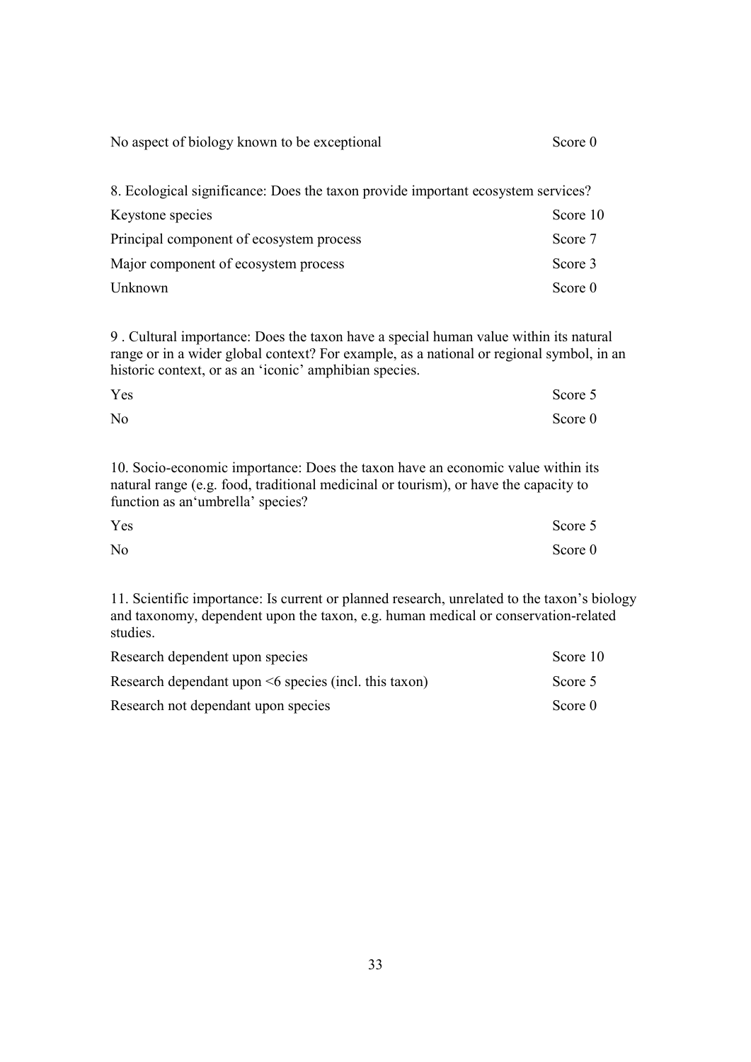| | |
|---|---|
| No aspect of biology known to be exceptional | Score 0 |

8. Ecological significance: Does the taxon provide important ecosystem services?

| | |
|---|---|
| Keystone species | Score 10 |
| Principal component of ecosystem process | Score 7 |
| Major component of ecosystem process | Score 3 |
| Unknown | Score 0 |

9 . Cultural importance: Does the taxon have a special human value within its natural range or in a wider global context? For example, as a national or regional symbol, in an historic context, or as an 'iconic' amphibian species.

| | |
|---|---|
| Yes | Score 5 |
| No | Score 0 |

10. Socio-economic importance: Does the taxon have an economic value within its natural range (e.g. food, traditional medicinal or tourism), or have the capacity to function as an'umbrella' species?

| | |
|---|---|
| Yes | Score 5 |
| No | Score 0 |

11. Scientific importance: Is current or planned research, unrelated to the taxon's biology and taxonomy, dependent upon the taxon, e.g. human medical or conservation-related studies.

| | |
|---|---|
| Research dependent upon species | Score 10 |
| Research dependant upon <6 species (incl. this taxon) | Score 5 |
| Research not dependant upon species | Score 0 |